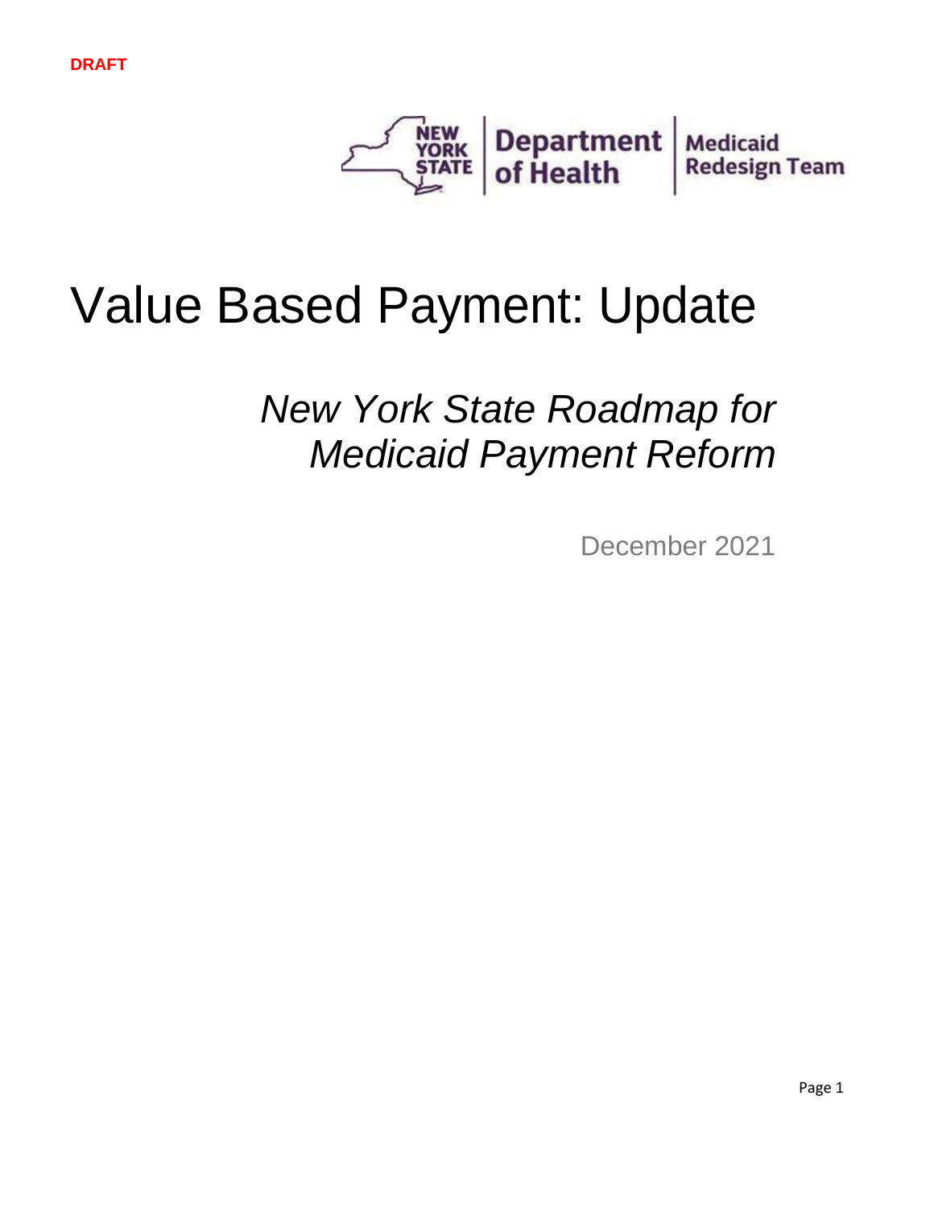DRAFT

New York State Department of Health | Medicaid Redesign Team

# Value Based Payment: Update

## *New York State Roadmap for Medicaid Payment Reform*

December 2021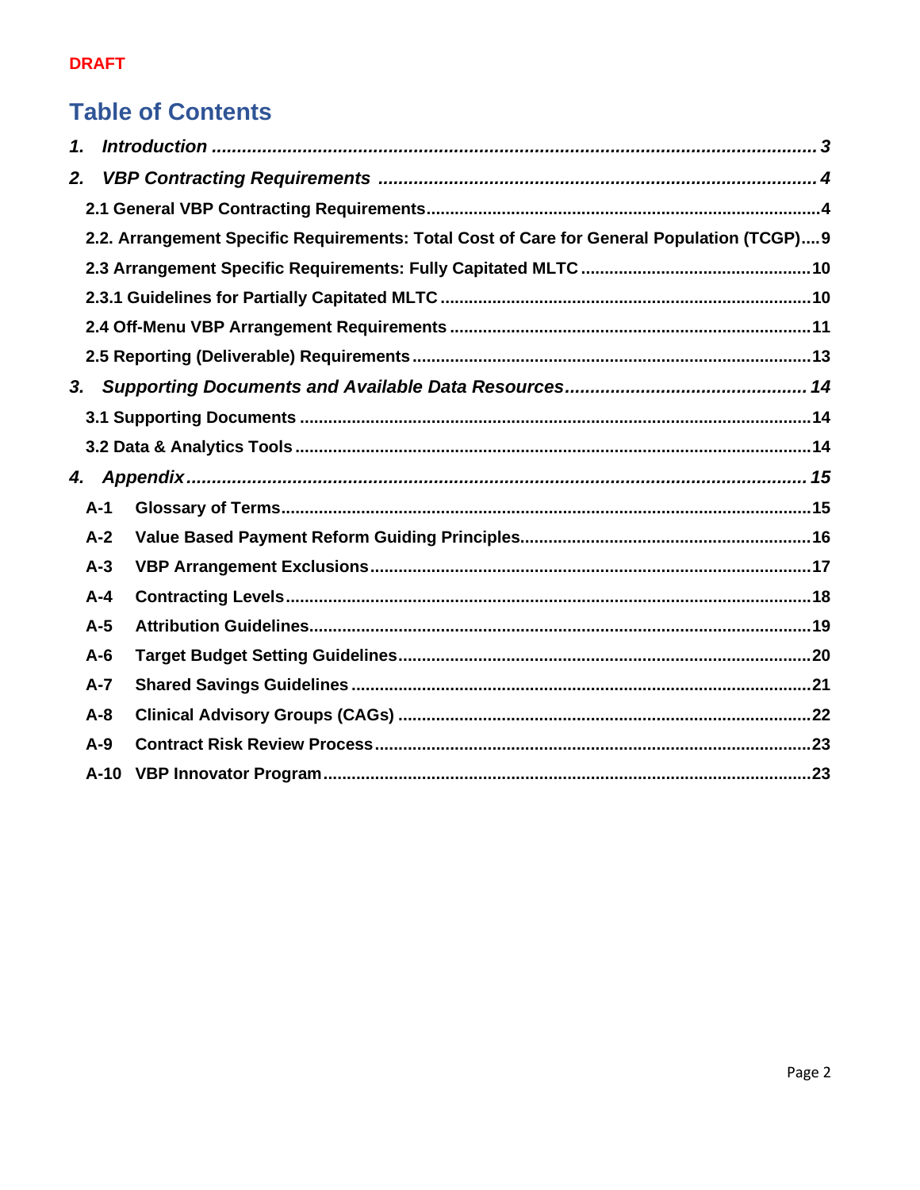**DRAFT**

# Table of Contents

***1. Introduction .......... 3***

***2. VBP Contracting Requirements .......... 4***

**2.1 General VBP Contracting Requirements .......... 4**

**2.2. Arrangement Specific Requirements: Total Cost of Care for General Population (TCGP) .......... 9**

**2.3 Arrangement Specific Requirements: Fully Capitated MLTC .......... 10**

**2.3.1 Guidelines for Partially Capitated MLTC .......... 10**

**2.4 Off-Menu VBP Arrangement Requirements .......... 11**

**2.5 Reporting (Deliverable) Requirements .......... 13**

***3. Supporting Documents and Available Data Resources .......... 14***

**3.1 Supporting Documents .......... 14**

**3.2 Data & Analytics Tools .......... 14**

***4. Appendix .......... 15***

**A-1 Glossary of Terms .......... 15**

**A-2 Value Based Payment Reform Guiding Principles .......... 16**

**A-3 VBP Arrangement Exclusions .......... 17**

**A-4 Contracting Levels .......... 18**

**A-5 Attribution Guidelines .......... 19**

**A-6 Target Budget Setting Guidelines .......... 20**

**A-7 Shared Savings Guidelines .......... 21**

**A-8 Clinical Advisory Groups (CAGs) .......... 22**

**A-9 Contract Risk Review Process .......... 23**

**A-10 VBP Innovator Program .......... 23**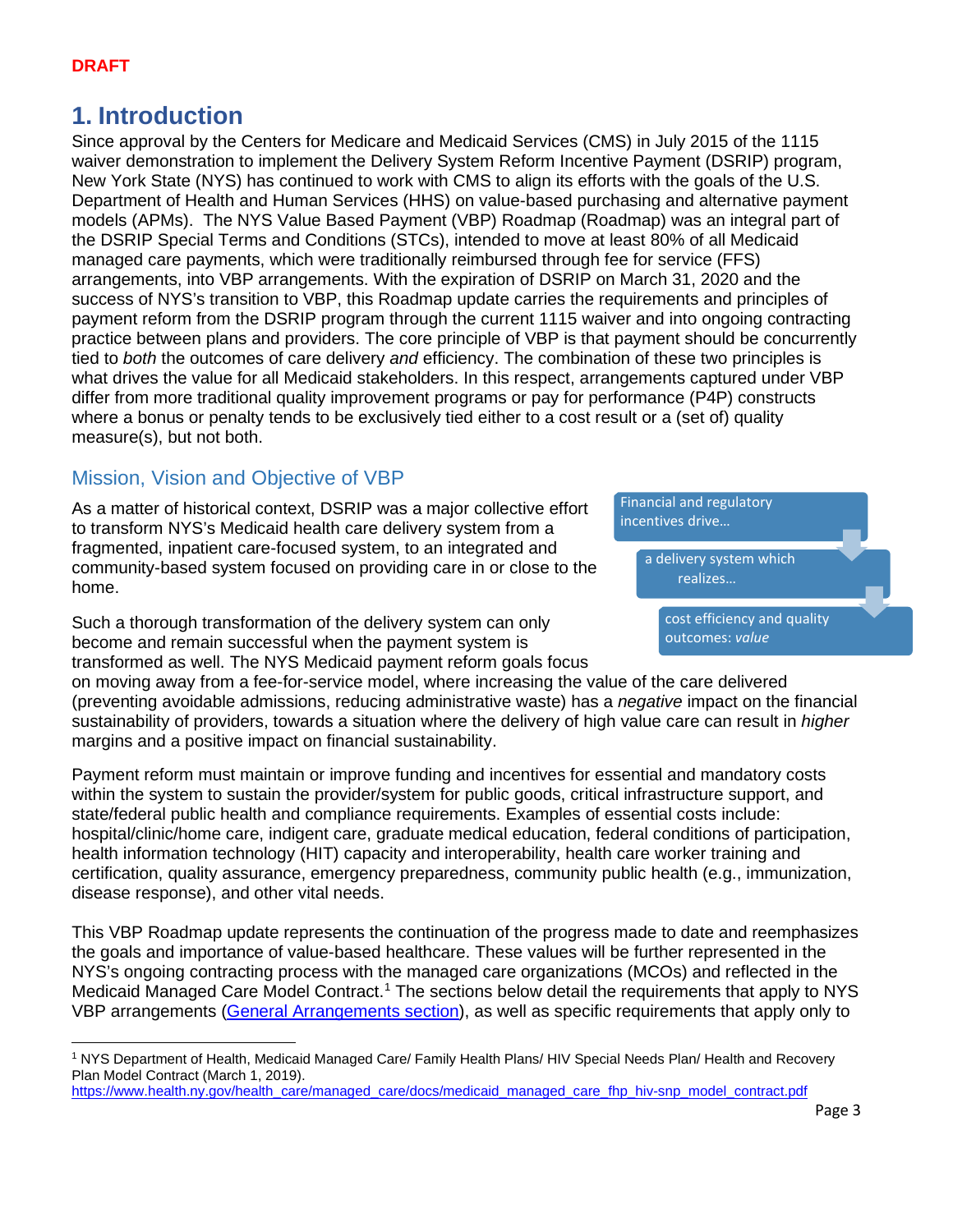DRAFT

# 1. Introduction

Since approval by the Centers for Medicare and Medicaid Services (CMS) in July 2015 of the 1115 waiver demonstration to implement the Delivery System Reform Incentive Payment (DSRIP) program, New York State (NYS) has continued to work with CMS to align its efforts with the goals of the U.S. Department of Health and Human Services (HHS) on value-based purchasing and alternative payment models (APMs). The NYS Value Based Payment (VBP) Roadmap (Roadmap) was an integral part of the DSRIP Special Terms and Conditions (STCs), intended to move at least 80% of all Medicaid managed care payments, which were traditionally reimbursed through fee for service (FFS) arrangements, into VBP arrangements. With the expiration of DSRIP on March 31, 2020 and the success of NYS's transition to VBP, this Roadmap update carries the requirements and principles of payment reform from the DSRIP program through the current 1115 waiver and into ongoing contracting practice between plans and providers. The core principle of VBP is that payment should be concurrently tied to *both* the outcomes of care delivery *and* efficiency. The combination of these two principles is what drives the value for all Medicaid stakeholders. In this respect, arrangements captured under VBP differ from more traditional quality improvement programs or pay for performance (P4P) constructs where a bonus or penalty tends to be exclusively tied either to a cost result or a (set of) quality measure(s), but not both.

## Mission, Vision and Objective of VBP

As a matter of historical context, DSRIP was a major collective effort to transform NYS's Medicaid health care delivery system from a fragmented, inpatient care-focused system, to an integrated and community-based system focused on providing care in or close to the home.

Financial and regulatory incentives drive…

a delivery system which realizes…

cost efficiency and quality outcomes: *value*

Such a thorough transformation of the delivery system can only become and remain successful when the payment system is transformed as well. The NYS Medicaid payment reform goals focus on moving away from a fee-for-service model, where increasing the value of the care delivered (preventing avoidable admissions, reducing administrative waste) has a *negative* impact on the financial sustainability of providers, towards a situation where the delivery of high value care can result in *higher* margins and a positive impact on financial sustainability.

Payment reform must maintain or improve funding and incentives for essential and mandatory costs within the system to sustain the provider/system for public goods, critical infrastructure support, and state/federal public health and compliance requirements. Examples of essential costs include: hospital/clinic/home care, indigent care, graduate medical education, federal conditions of participation, health information technology (HIT) capacity and interoperability, health care worker training and certification, quality assurance, emergency preparedness, community public health (e.g., immunization, disease response), and other vital needs.

This VBP Roadmap update represents the continuation of the progress made to date and reemphasizes the goals and importance of value-based healthcare. These values will be further represented in the NYS's ongoing contracting process with the managed care organizations (MCOs) and reflected in the Medicaid Managed Care Model Contract.[1] The sections below detail the requirements that apply to NYS VBP arrangements ([General Arrangements section]), as well as specific requirements that apply only to

[1] NYS Department of Health, Medicaid Managed Care/ Family Health Plans/ HIV Special Needs Plan/ Health and Recovery Plan Model Contract (March 1, 2019). https://www.health.ny.gov/health_care/managed_care/docs/medicaid_managed_care_fhp_hiv-snp_model_contract.pdf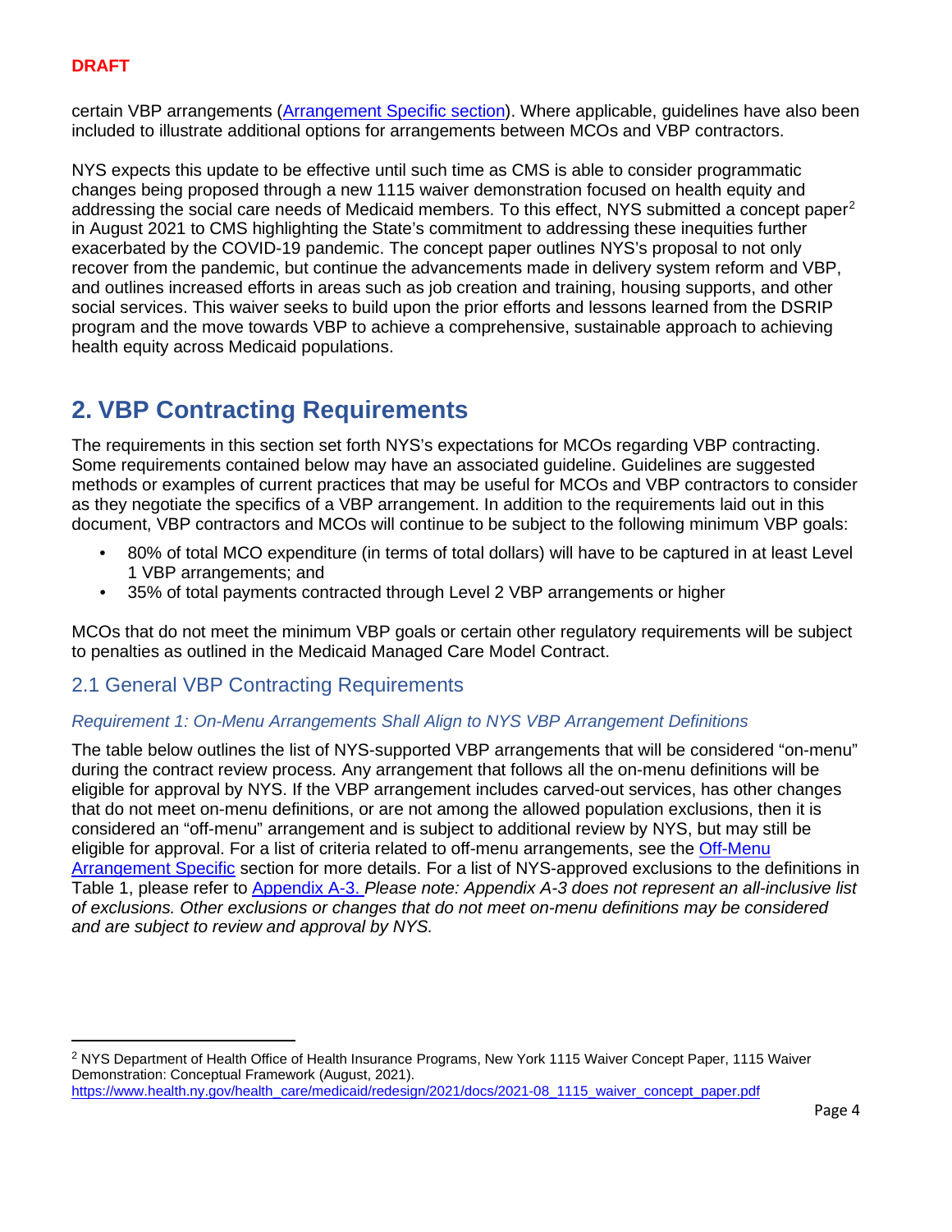**DRAFT**

certain VBP arrangements (Arrangement Specific section). Where applicable, guidelines have also been included to illustrate additional options for arrangements between MCOs and VBP contractors.

NYS expects this update to be effective until such time as CMS is able to consider programmatic changes being proposed through a new 1115 waiver demonstration focused on health equity and addressing the social care needs of Medicaid members. To this effect, NYS submitted a concept paper[2] in August 2021 to CMS highlighting the State's commitment to addressing these inequities further exacerbated by the COVID-19 pandemic. The concept paper outlines NYS's proposal to not only recover from the pandemic, but continue the advancements made in delivery system reform and VBP, and outlines increased efforts in areas such as job creation and training, housing supports, and other social services. This waiver seeks to build upon the prior efforts and lessons learned from the DSRIP program and the move towards VBP to achieve a comprehensive, sustainable approach to achieving health equity across Medicaid populations.

# 2. VBP Contracting Requirements

The requirements in this section set forth NYS's expectations for MCOs regarding VBP contracting. Some requirements contained below may have an associated guideline. Guidelines are suggested methods or examples of current practices that may be useful for MCOs and VBP contractors to consider as they negotiate the specifics of a VBP arrangement. In addition to the requirements laid out in this document, VBP contractors and MCOs will continue to be subject to the following minimum VBP goals:

- 80% of total MCO expenditure (in terms of total dollars) will have to be captured in at least Level 1 VBP arrangements; and
- 35% of total payments contracted through Level 2 VBP arrangements or higher

MCOs that do not meet the minimum VBP goals or certain other regulatory requirements will be subject to penalties as outlined in the Medicaid Managed Care Model Contract.

## 2.1 General VBP Contracting Requirements

### *Requirement 1: On-Menu Arrangements Shall Align to NYS VBP Arrangement Definitions*

The table below outlines the list of NYS-supported VBP arrangements that will be considered "on-menu" during the contract review process. Any arrangement that follows all the on-menu definitions will be eligible for approval by NYS. If the VBP arrangement includes carved-out services, has other changes that do not meet on-menu definitions, or are not among the allowed population exclusions, then it is considered an "off-menu" arrangement and is subject to additional review by NYS, but may still be eligible for approval. For a list of criteria related to off-menu arrangements, see the Off-Menu Arrangement Specific section for more details. For a list of NYS-approved exclusions to the definitions in Table 1, please refer to Appendix A-3. *Please note: Appendix A-3 does not represent an all-inclusive list of exclusions. Other exclusions or changes that do not meet on-menu definitions may be considered and are subject to review and approval by NYS.*

[2] NYS Department of Health Office of Health Insurance Programs, New York 1115 Waiver Concept Paper, 1115 Waiver Demonstration: Conceptual Framework (August, 2021). https://www.health.ny.gov/health_care/medicaid/redesign/2021/docs/2021-08_1115_waiver_concept_paper.pdf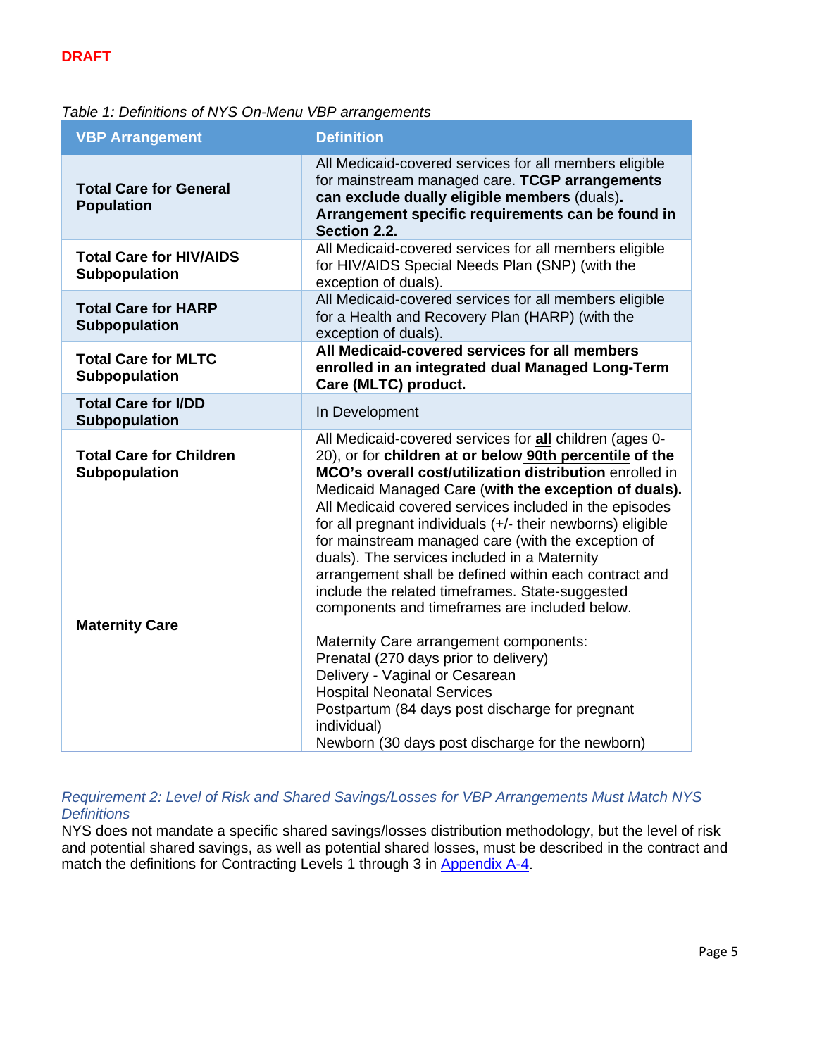**DRAFT**

*Table 1: Definitions of NYS On-Menu VBP arrangements*

| VBP Arrangement | Definition |
|---|---|
| **Total Care for General Population** | All Medicaid-covered services for all members eligible for mainstream managed care. **TCGP arrangements can exclude dually eligible members** (duals)**. Arrangement specific requirements can be found in Section 2.2.** |
| **Total Care for HIV/AIDS Subpopulation** | All Medicaid-covered services for all members eligible for HIV/AIDS Special Needs Plan (SNP) (with the exception of duals). |
| **Total Care for HARP Subpopulation** | All Medicaid-covered services for all members eligible for a Health and Recovery Plan (HARP) (with the exception of duals). |
| **Total Care for MLTC Subpopulation** | **All Medicaid-covered services for all members enrolled in an integrated dual Managed Long-Term Care (MLTC) product.** |
| **Total Care for I/DD Subpopulation** | In Development |
| **Total Care for Children Subpopulation** | All Medicaid-covered services for **all** children (ages 0-20), or for **children at or below 90th percentile of the MCO's overall cost/utilization distribution** enrolled in Medicaid Managed Care **(with the exception of duals).** |
| **Maternity Care** | All Medicaid covered services included in the episodes for all pregnant individuals (+/- their newborns) eligible for mainstream managed care (with the exception of duals). The services included in a Maternity arrangement shall be defined within each contract and include the related timeframes. State-suggested components and timeframes are included below.<br><br>Maternity Care arrangement components:<br>Prenatal (270 days prior to delivery)<br>Delivery - Vaginal or Cesarean<br>Hospital Neonatal Services<br>Postpartum (84 days post discharge for pregnant individual)<br>Newborn (30 days post discharge for the newborn) |

*Requirement 2: Level of Risk and Shared Savings/Losses for VBP Arrangements Must Match NYS Definitions*

NYS does not mandate a specific shared savings/losses distribution methodology, but the level of risk and potential shared savings, as well as potential shared losses, must be described in the contract and match the definitions for Contracting Levels 1 through 3 in Appendix A-4.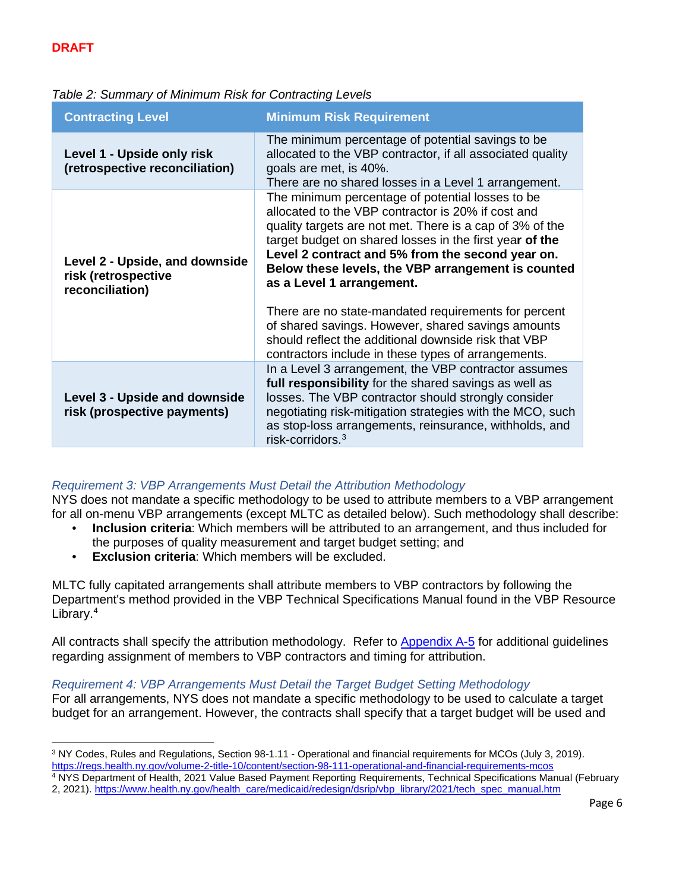**DRAFT**

*Table 2: Summary of Minimum Risk for Contracting Levels*

| Contracting Level | Minimum Risk Requirement |
|---|---|
| **Level 1 - Upside only risk (retrospective reconciliation)** | The minimum percentage of potential savings to be allocated to the VBP contractor, if all associated quality goals are met, is 40%.<br>There are no shared losses in a Level 1 arrangement. |
| **Level 2 - Upside, and downside risk (retrospective reconciliation)** | The minimum percentage of potential losses to be allocated to the VBP contractor is 20% if cost and quality targets are not met. There is a cap of 3% of the target budget on shared losses in the first yea**r of the Level 2 contract and 5% from the second year on. Below these levels, the VBP arrangement is counted as a Level 1 arrangement.**<br><br>There are no state-mandated requirements for percent of shared savings. However, shared savings amounts should reflect the additional downside risk that VBP contractors include in these types of arrangements. |
| **Level 3 - Upside and downside risk (prospective payments)** | In a Level 3 arrangement, the VBP contractor assumes **full responsibility** for the shared savings as well as losses. The VBP contractor should strongly consider negotiating risk-mitigation strategies with the MCO, such as stop-loss arrangements, reinsurance, withholds, and risk-corridors.[3] |

### *Requirement 3: VBP Arrangements Must Detail the Attribution Methodology*

NYS does not mandate a specific methodology to be used to attribute members to a VBP arrangement for all on-menu VBP arrangements (except MLTC as detailed below). Such methodology shall describe:

- **Inclusion criteria**: Which members will be attributed to an arrangement, and thus included for the purposes of quality measurement and target budget setting; and
- **Exclusion criteria**: Which members will be excluded.

MLTC fully capitated arrangements shall attribute members to VBP contractors by following the Department's method provided in the VBP Technical Specifications Manual found in the VBP Resource Library.[4]

All contracts shall specify the attribution methodology. Refer to Appendix A-5 for additional guidelines regarding assignment of members to VBP contractors and timing for attribution.

### *Requirement 4: VBP Arrangements Must Detail the Target Budget Setting Methodology*

For all arrangements, NYS does not mandate a specific methodology to be used to calculate a target budget for an arrangement. However, the contracts shall specify that a target budget will be used and

---

[3] NY Codes, Rules and Regulations, Section 98-1.11 - Operational and financial requirements for MCOs (July 3, 2019). https://regs.health.ny.gov/volume-2-title-10/content/section-98-111-operational-and-financial-requirements-mcos

[4] NYS Department of Health, 2021 Value Based Payment Reporting Requirements, Technical Specifications Manual (February 2, 2021). https://www.health.ny.gov/health_care/medicaid/redesign/dsrip/vbp_library/2021/tech_spec_manual.htm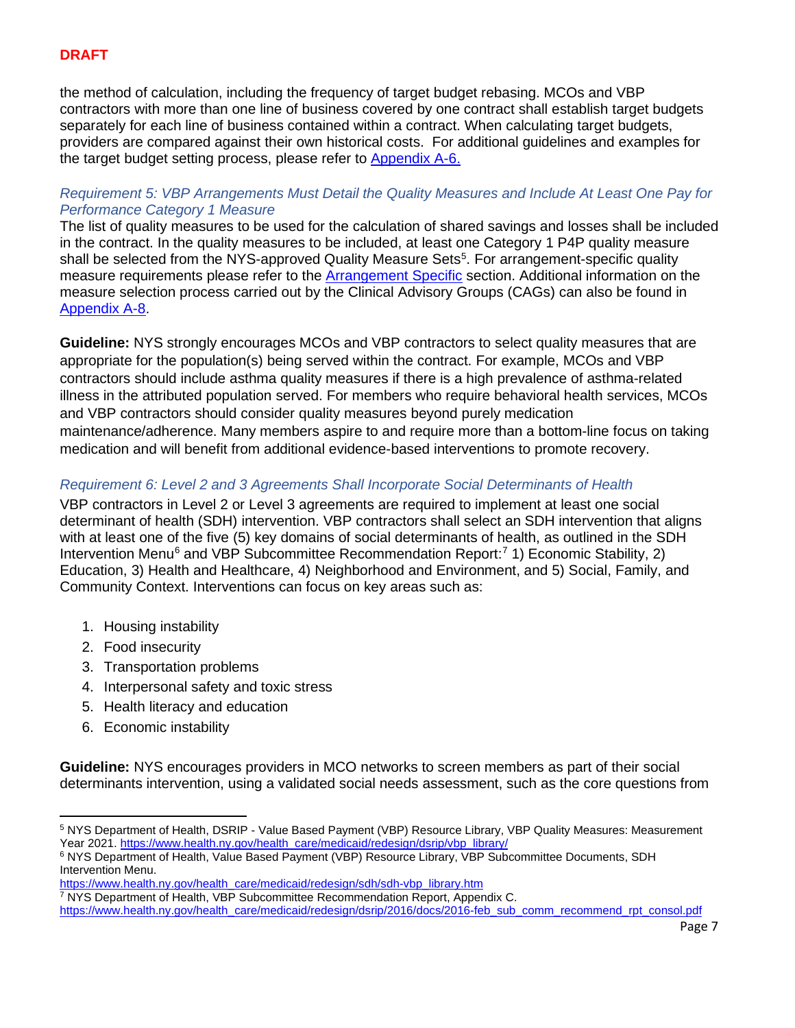**DRAFT**

the method of calculation, including the frequency of target budget rebasing. MCOs and VBP contractors with more than one line of business covered by one contract shall establish target budgets separately for each line of business contained within a contract. When calculating target budgets, providers are compared against their own historical costs. For additional guidelines and examples for the target budget setting process, please refer to Appendix A-6.

### *Requirement 5: VBP Arrangements Must Detail the Quality Measures and Include At Least One Pay for Performance Category 1 Measure*

The list of quality measures to be used for the calculation of shared savings and losses shall be included in the contract. In the quality measures to be included, at least one Category 1 P4P quality measure shall be selected from the NYS-approved Quality Measure Sets[5]. For arrangement-specific quality measure requirements please refer to the Arrangement Specific section. Additional information on the measure selection process carried out by the Clinical Advisory Groups (CAGs) can also be found in Appendix A-8.

**Guideline:** NYS strongly encourages MCOs and VBP contractors to select quality measures that are appropriate for the population(s) being served within the contract. For example, MCOs and VBP contractors should include asthma quality measures if there is a high prevalence of asthma-related illness in the attributed population served. For members who require behavioral health services, MCOs and VBP contractors should consider quality measures beyond purely medication maintenance/adherence. Many members aspire to and require more than a bottom-line focus on taking medication and will benefit from additional evidence-based interventions to promote recovery.

### *Requirement 6: Level 2 and 3 Agreements Shall Incorporate Social Determinants of Health*

VBP contractors in Level 2 or Level 3 agreements are required to implement at least one social determinant of health (SDH) intervention. VBP contractors shall select an SDH intervention that aligns with at least one of the five (5) key domains of social determinants of health, as outlined in the SDH Intervention Menu[6] and VBP Subcommittee Recommendation Report:[7] 1) Economic Stability, 2) Education, 3) Health and Healthcare, 4) Neighborhood and Environment, and 5) Social, Family, and Community Context. Interventions can focus on key areas such as:

1. Housing instability
2. Food insecurity
3. Transportation problems
4. Interpersonal safety and toxic stress
5. Health literacy and education
6. Economic instability

**Guideline:** NYS encourages providers in MCO networks to screen members as part of their social determinants intervention, using a validated social needs assessment, such as the core questions from

---

[5] NYS Department of Health, DSRIP - Value Based Payment (VBP) Resource Library, VBP Quality Measures: Measurement Year 2021. https://www.health.ny.gov/health_care/medicaid/redesign/dsrip/vbp_library/

[6] NYS Department of Health, Value Based Payment (VBP) Resource Library, VBP Subcommittee Documents, SDH Intervention Menu. https://www.health.ny.gov/health_care/medicaid/redesign/sdh/sdh-vbp_library.htm

[7] NYS Department of Health, VBP Subcommittee Recommendation Report, Appendix C. https://www.health.ny.gov/health_care/medicaid/redesign/dsrip/2016/docs/2016-feb_sub_comm_recommend_rpt_consol.pdf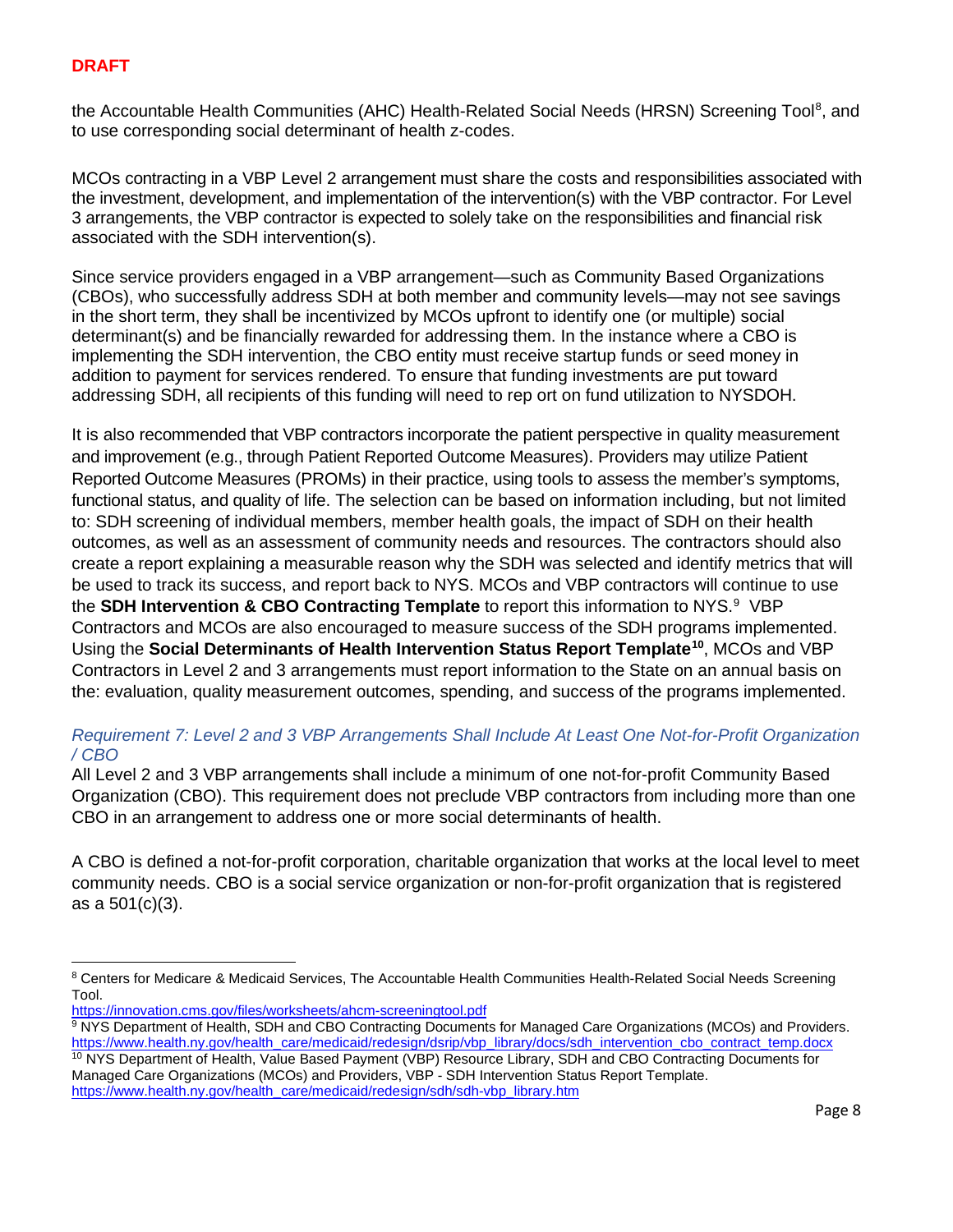**DRAFT**

the Accountable Health Communities (AHC) Health-Related Social Needs (HRSN) Screening Tool[8], and to use corresponding social determinant of health z-codes.

MCOs contracting in a VBP Level 2 arrangement must share the costs and responsibilities associated with the investment, development, and implementation of the intervention(s) with the VBP contractor. For Level 3 arrangements, the VBP contractor is expected to solely take on the responsibilities and financial risk associated with the SDH intervention(s).

Since service providers engaged in a VBP arrangement—such as Community Based Organizations (CBOs), who successfully address SDH at both member and community levels—may not see savings in the short term, they shall be incentivized by MCOs upfront to identify one (or multiple) social determinant(s) and be financially rewarded for addressing them. In the instance where a CBO is implementing the SDH intervention, the CBO entity must receive startup funds or seed money in addition to payment for services rendered. To ensure that funding investments are put toward addressing SDH, all recipients of this funding will need to rep ort on fund utilization to NYSDOH.

It is also recommended that VBP contractors incorporate the patient perspective in quality measurement and improvement (e.g., through Patient Reported Outcome Measures). Providers may utilize Patient Reported Outcome Measures (PROMs) in their practice, using tools to assess the member's symptoms, functional status, and quality of life. The selection can be based on information including, but not limited to: SDH screening of individual members, member health goals, the impact of SDH on their health outcomes, as well as an assessment of community needs and resources. The contractors should also create a report explaining a measurable reason why the SDH was selected and identify metrics that will be used to track its success, and report back to NYS. MCOs and VBP contractors will continue to use the **SDH Intervention & CBO Contracting Template** to report this information to NYS.[9] VBP Contractors and MCOs are also encouraged to measure success of the SDH programs implemented. Using the **Social Determinants of Health Intervention Status Report Template**[10], MCOs and VBP Contractors in Level 2 and 3 arrangements must report information to the State on an annual basis on the: evaluation, quality measurement outcomes, spending, and success of the programs implemented.

### *Requirement 7: Level 2 and 3 VBP Arrangements Shall Include At Least One Not-for-Profit Organization / CBO*

All Level 2 and 3 VBP arrangements shall include a minimum of one not-for-profit Community Based Organization (CBO). This requirement does not preclude VBP contractors from including more than one CBO in an arrangement to address one or more social determinants of health.

A CBO is defined a not-for-profit corporation, charitable organization that works at the local level to meet community needs. CBO is a social service organization or non-for-profit organization that is registered as a 501(c)(3).

---

[8] Centers for Medicare & Medicaid Services, The Accountable Health Communities Health-Related Social Needs Screening Tool.
https://innovation.cms.gov/files/worksheets/ahcm-screeningtool.pdf

[9] NYS Department of Health, SDH and CBO Contracting Documents for Managed Care Organizations (MCOs) and Providers. https://www.health.ny.gov/health_care/medicaid/redesign/dsrip/vbp_library/docs/sdh_intervention_cbo_contract_temp.docx

[10] NYS Department of Health, Value Based Payment (VBP) Resource Library, SDH and CBO Contracting Documents for Managed Care Organizations (MCOs) and Providers, VBP - SDH Intervention Status Report Template.
https://www.health.ny.gov/health_care/medicaid/redesign/sdh/sdh-vbp_library.htm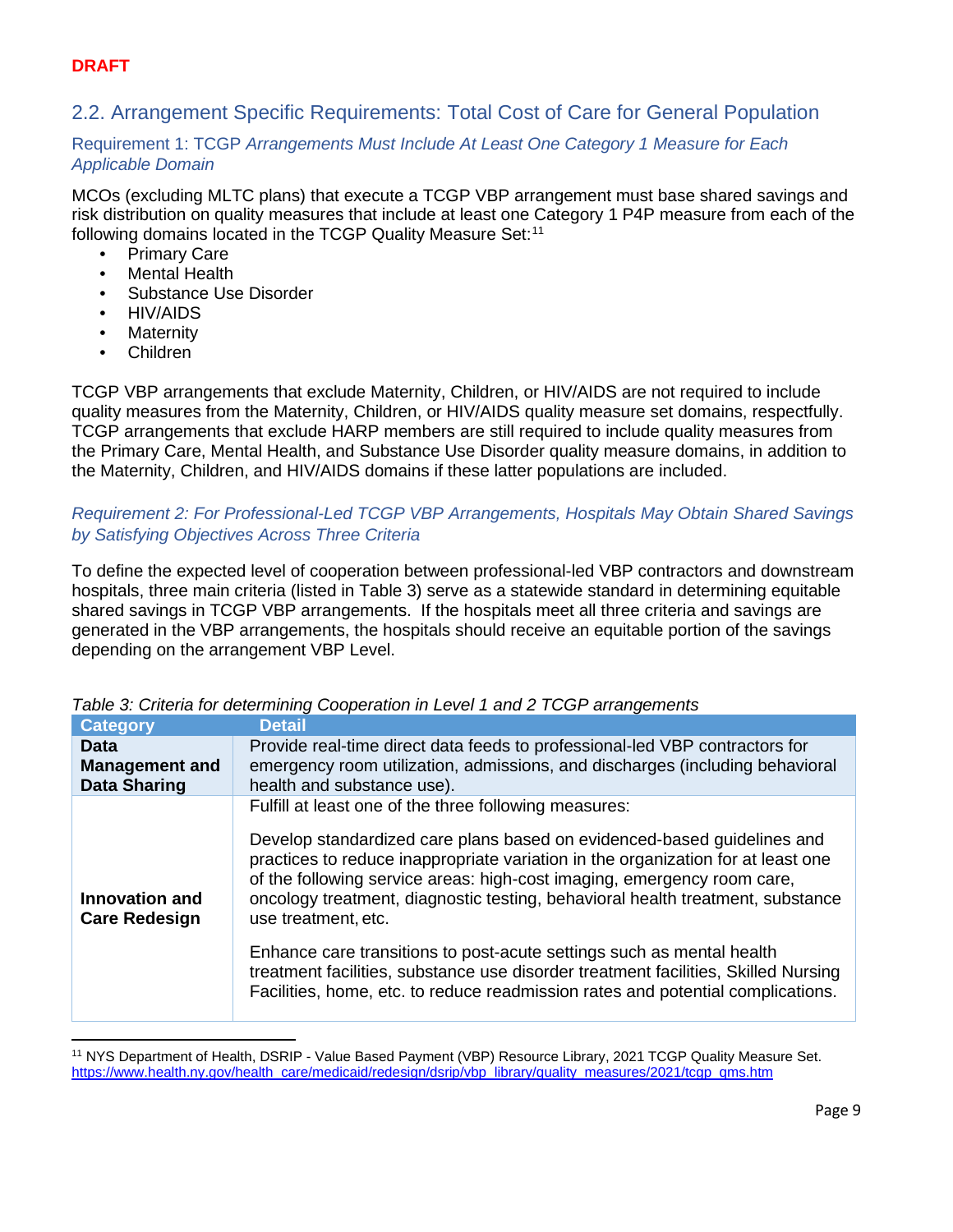**DRAFT**

## 2.2. Arrangement Specific Requirements: Total Cost of Care for General Population

### Requirement 1: TCGP *Arrangements Must Include At Least One Category 1 Measure for Each Applicable Domain*

MCOs (excluding MLTC plans) that execute a TCGP VBP arrangement must base shared savings and risk distribution on quality measures that include at least one Category 1 P4P measure from each of the following domains located in the TCGP Quality Measure Set:[11]

- Primary Care
- Mental Health
- Substance Use Disorder
- HIV/AIDS
- Maternity
- Children

TCGP VBP arrangements that exclude Maternity, Children, or HIV/AIDS are not required to include quality measures from the Maternity, Children, or HIV/AIDS quality measure set domains, respectfully. TCGP arrangements that exclude HARP members are still required to include quality measures from the Primary Care, Mental Health, and Substance Use Disorder quality measure domains, in addition to the Maternity, Children, and HIV/AIDS domains if these latter populations are included.

### *Requirement 2: For Professional-Led TCGP VBP Arrangements, Hospitals May Obtain Shared Savings by Satisfying Objectives Across Three Criteria*

To define the expected level of cooperation between professional-led VBP contractors and downstream hospitals, three main criteria (listed in Table 3) serve as a statewide standard in determining equitable shared savings in TCGP VBP arrangements. If the hospitals meet all three criteria and savings are generated in the VBP arrangements, the hospitals should receive an equitable portion of the savings depending on the arrangement VBP Level.

*Table 3: Criteria for determining Cooperation in Level 1 and 2 TCGP arrangements*

| Category | Detail |
|---|---|
| **Data Management and Data Sharing** | Provide real-time direct data feeds to professional-led VBP contractors for emergency room utilization, admissions, and discharges (including behavioral health and substance use). |
| **Innovation and Care Redesign** | Fulfill at least one of the three following measures:<br><br>Develop standardized care plans based on evidenced-based guidelines and practices to reduce inappropriate variation in the organization for at least one of the following service areas: high-cost imaging, emergency room care, oncology treatment, diagnostic testing, behavioral health treatment, substance use treatment, etc.<br><br>Enhance care transitions to post-acute settings such as mental health treatment facilities, substance use disorder treatment facilities, Skilled Nursing Facilities, home, etc. to reduce readmission rates and potential complications. |

[11] NYS Department of Health, DSRIP - Value Based Payment (VBP) Resource Library, 2021 TCGP Quality Measure Set. https://www.health.ny.gov/health_care/medicaid/redesign/dsrip/vbp_library/quality_measures/2021/tcgp_qms.htm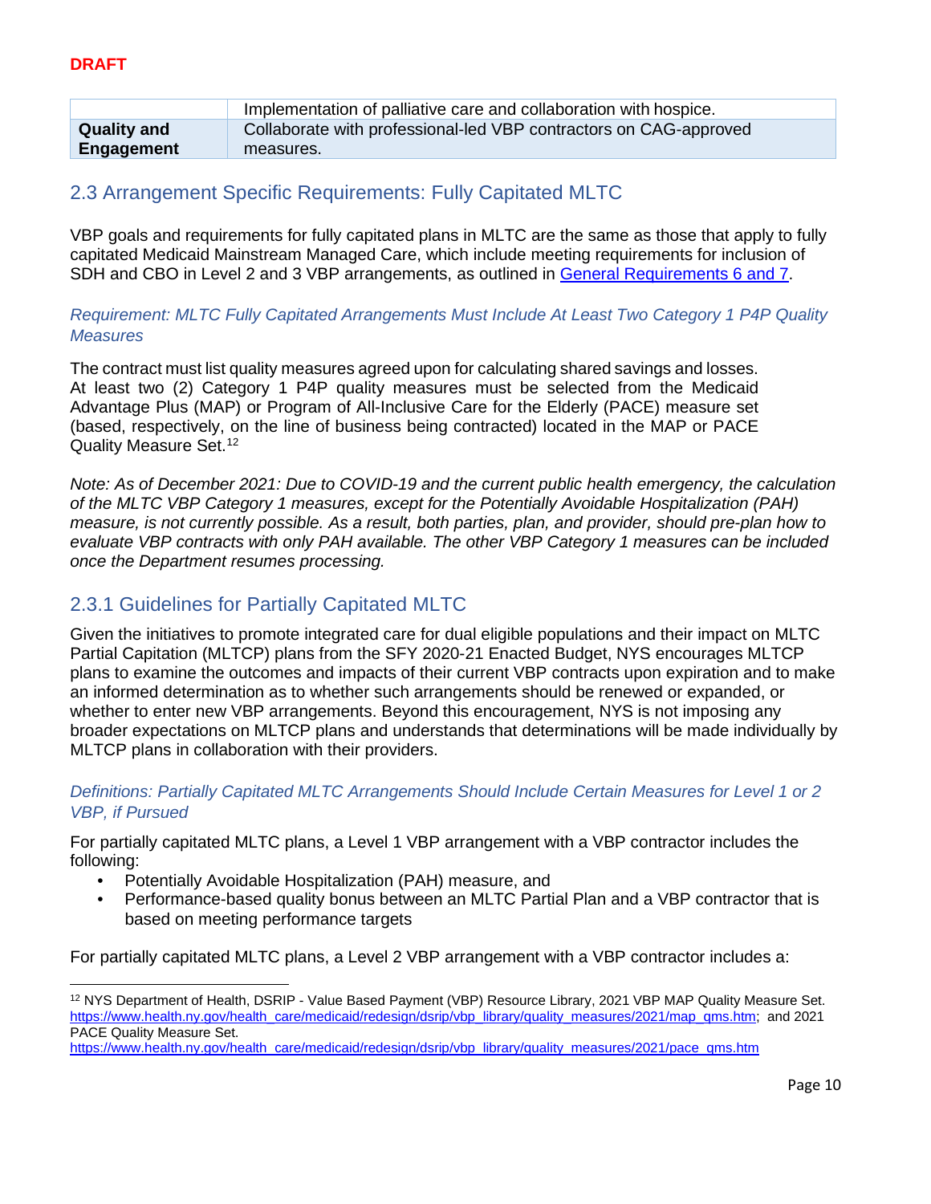DRAFT

| | |
|---|---|
| | Implementation of palliative care and collaboration with hospice. |
| **Quality and Engagement** | Collaborate with professional-led VBP contractors on CAG-approved measures. |

## 2.3 Arrangement Specific Requirements: Fully Capitated MLTC

VBP goals and requirements for fully capitated plans in MLTC are the same as those that apply to fully capitated Medicaid Mainstream Managed Care, which include meeting requirements for inclusion of SDH and CBO in Level 2 and 3 VBP arrangements, as outlined in [General Requirements 6 and 7](#).

### *Requirement: MLTC Fully Capitated Arrangements Must Include At Least Two Category 1 P4P Quality Measures*

The contract must list quality measures agreed upon for calculating shared savings and losses. At least two (2) Category 1 P4P quality measures must be selected from the Medicaid Advantage Plus (MAP) or Program of All-Inclusive Care for the Elderly (PACE) measure set (based, respectively, on the line of business being contracted) located in the MAP or PACE Quality Measure Set.[12]

*Note: As of December 2021: Due to COVID-19 and the current public health emergency, the calculation of the MLTC VBP Category 1 measures, except for the Potentially Avoidable Hospitalization (PAH) measure, is not currently possible. As a result, both parties, plan, and provider, should pre-plan how to evaluate VBP contracts with only PAH available. The other VBP Category 1 measures can be included once the Department resumes processing.*

## 2.3.1 Guidelines for Partially Capitated MLTC

Given the initiatives to promote integrated care for dual eligible populations and their impact on MLTC Partial Capitation (MLTCP) plans from the SFY 2020-21 Enacted Budget, NYS encourages MLTCP plans to examine the outcomes and impacts of their current VBP contracts upon expiration and to make an informed determination as to whether such arrangements should be renewed or expanded, or whether to enter new VBP arrangements. Beyond this encouragement, NYS is not imposing any broader expectations on MLTCP plans and understands that determinations will be made individually by MLTCP plans in collaboration with their providers.

### *Definitions: Partially Capitated MLTC Arrangements Should Include Certain Measures for Level 1 or 2 VBP, if Pursued*

For partially capitated MLTC plans, a Level 1 VBP arrangement with a VBP contractor includes the following:

- Potentially Avoidable Hospitalization (PAH) measure, and
- Performance-based quality bonus between an MLTC Partial Plan and a VBP contractor that is based on meeting performance targets

For partially capitated MLTC plans, a Level 2 VBP arrangement with a VBP contractor includes a:

---

[12] NYS Department of Health, DSRIP - Value Based Payment (VBP) Resource Library, 2021 VBP MAP Quality Measure Set. https://www.health.ny.gov/health_care/medicaid/redesign/dsrip/vbp_library/quality_measures/2021/map_qms.htm; and 2021 PACE Quality Measure Set. https://www.health.ny.gov/health_care/medicaid/redesign/dsrip/vbp_library/quality_measures/2021/pace_qms.htm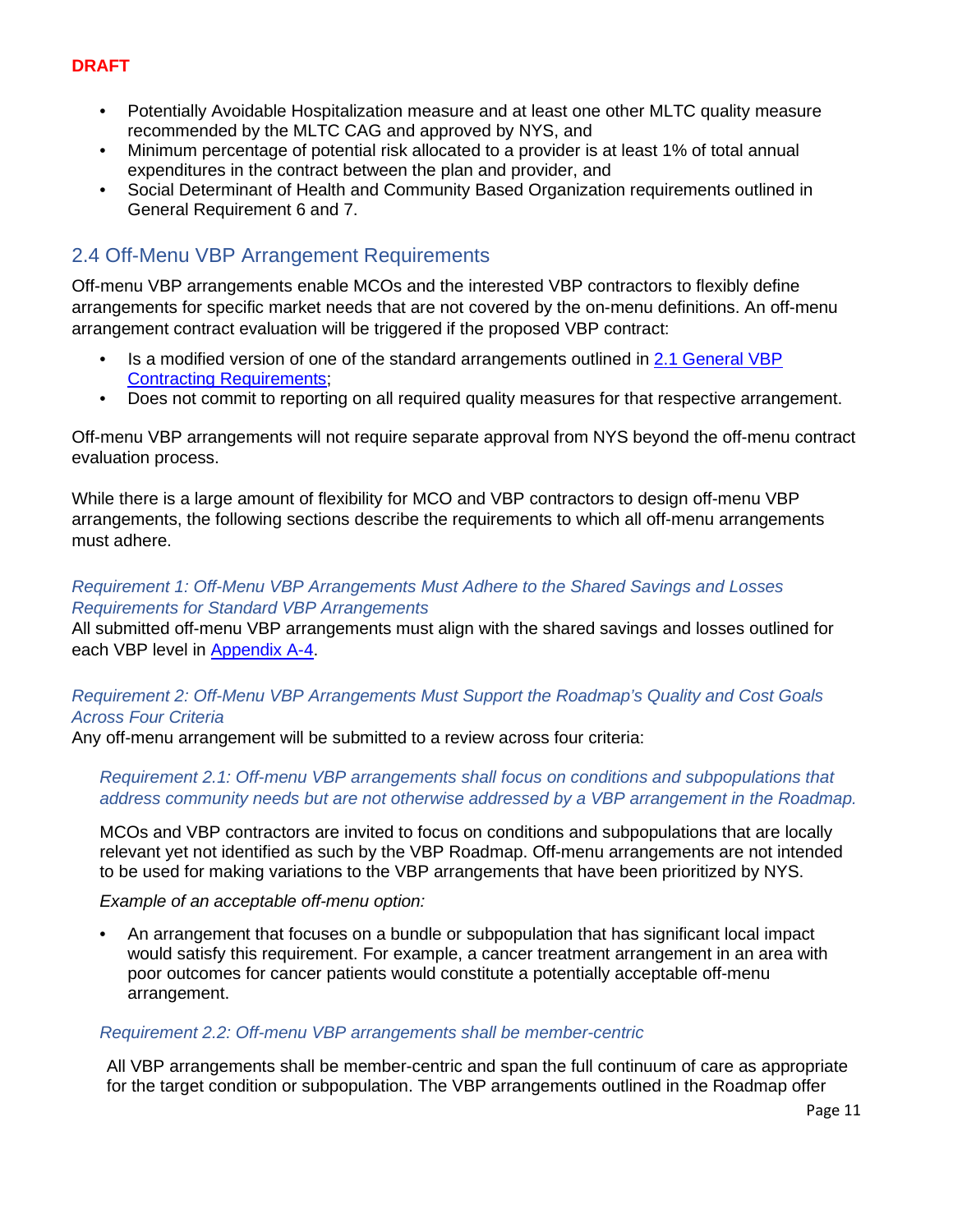- Potentially Avoidable Hospitalization measure and at least one other MLTC quality measure recommended by the MLTC CAG and approved by NYS, and
- Minimum percentage of potential risk allocated to a provider is at least 1% of total annual expenditures in the contract between the plan and provider, and
- Social Determinant of Health and Community Based Organization requirements outlined in General Requirement 6 and 7.

## 2.4 Off-Menu VBP Arrangement Requirements

Off-menu VBP arrangements enable MCOs and the interested VBP contractors to flexibly define arrangements for specific market needs that are not covered by the on-menu definitions. An off-menu arrangement contract evaluation will be triggered if the proposed VBP contract:

- Is a modified version of one of the standard arrangements outlined in 2.1 General VBP Contracting Requirements;
- Does not commit to reporting on all required quality measures for that respective arrangement.

Off-menu VBP arrangements will not require separate approval from NYS beyond the off-menu contract evaluation process.

While there is a large amount of flexibility for MCO and VBP contractors to design off-menu VBP arrangements, the following sections describe the requirements to which all off-menu arrangements must adhere.

*Requirement 1: Off-Menu VBP Arrangements Must Adhere to the Shared Savings and Losses Requirements for Standard VBP Arrangements*

All submitted off-menu VBP arrangements must align with the shared savings and losses outlined for each VBP level in Appendix A-4.

*Requirement 2: Off-Menu VBP Arrangements Must Support the Roadmap's Quality and Cost Goals Across Four Criteria*

Any off-menu arrangement will be submitted to a review across four criteria:

*Requirement 2.1: Off-menu VBP arrangements shall focus on conditions and subpopulations that address community needs but are not otherwise addressed by a VBP arrangement in the Roadmap.*

MCOs and VBP contractors are invited to focus on conditions and subpopulations that are locally relevant yet not identified as such by the VBP Roadmap. Off-menu arrangements are not intended to be used for making variations to the VBP arrangements that have been prioritized by NYS.

*Example of an acceptable off-menu option:*

- An arrangement that focuses on a bundle or subpopulation that has significant local impact would satisfy this requirement. For example, a cancer treatment arrangement in an area with poor outcomes for cancer patients would constitute a potentially acceptable off-menu arrangement.

*Requirement 2.2: Off-menu VBP arrangements shall be member-centric*

All VBP arrangements shall be member-centric and span the full continuum of care as appropriate for the target condition or subpopulation. The VBP arrangements outlined in the Roadmap offer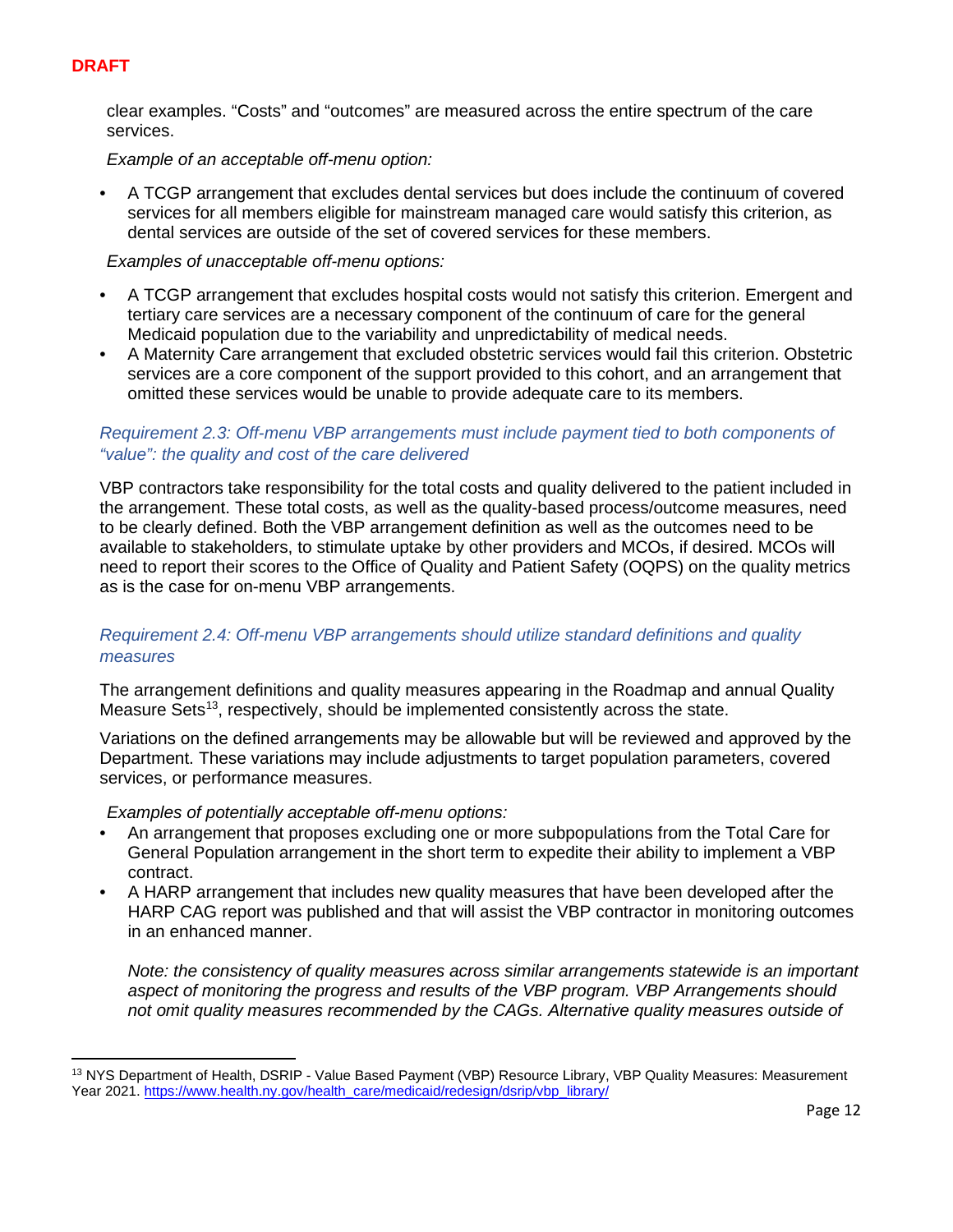clear examples. "Costs" and "outcomes" are measured across the entire spectrum of the care services.

*Example of an acceptable off-menu option:*

- A TCGP arrangement that excludes dental services but does include the continuum of covered services for all members eligible for mainstream managed care would satisfy this criterion, as dental services are outside of the set of covered services for these members.

*Examples of unacceptable off-menu options:*

- A TCGP arrangement that excludes hospital costs would not satisfy this criterion. Emergent and tertiary care services are a necessary component of the continuum of care for the general Medicaid population due to the variability and unpredictability of medical needs.
- A Maternity Care arrangement that excluded obstetric services would fail this criterion. Obstetric services are a core component of the support provided to this cohort, and an arrangement that omitted these services would be unable to provide adequate care to its members.

### *Requirement 2.3: Off-menu VBP arrangements must include payment tied to both components of "value": the quality and cost of the care delivered*

VBP contractors take responsibility for the total costs and quality delivered to the patient included in the arrangement. These total costs, as well as the quality-based process/outcome measures, need to be clearly defined. Both the VBP arrangement definition as well as the outcomes need to be available to stakeholders, to stimulate uptake by other providers and MCOs, if desired. MCOs will need to report their scores to the Office of Quality and Patient Safety (OQPS) on the quality metrics as is the case for on-menu VBP arrangements.

### *Requirement 2.4: Off-menu VBP arrangements should utilize standard definitions and quality measures*

The arrangement definitions and quality measures appearing in the Roadmap and annual Quality Measure Sets[13], respectively, should be implemented consistently across the state.

Variations on the defined arrangements may be allowable but will be reviewed and approved by the Department. These variations may include adjustments to target population parameters, covered services, or performance measures.

*Examples of potentially acceptable off-menu options:*

- An arrangement that proposes excluding one or more subpopulations from the Total Care for General Population arrangement in the short term to expedite their ability to implement a VBP contract.
- A HARP arrangement that includes new quality measures that have been developed after the HARP CAG report was published and that will assist the VBP contractor in monitoring outcomes in an enhanced manner.

*Note: the consistency of quality measures across similar arrangements statewide is an important aspect of monitoring the progress and results of the VBP program. VBP Arrangements should not omit quality measures recommended by the CAGs. Alternative quality measures outside of*

---

[13] NYS Department of Health, DSRIP - Value Based Payment (VBP) Resource Library, VBP Quality Measures: Measurement Year 2021. https://www.health.ny.gov/health_care/medicaid/redesign/dsrip/vbp_library/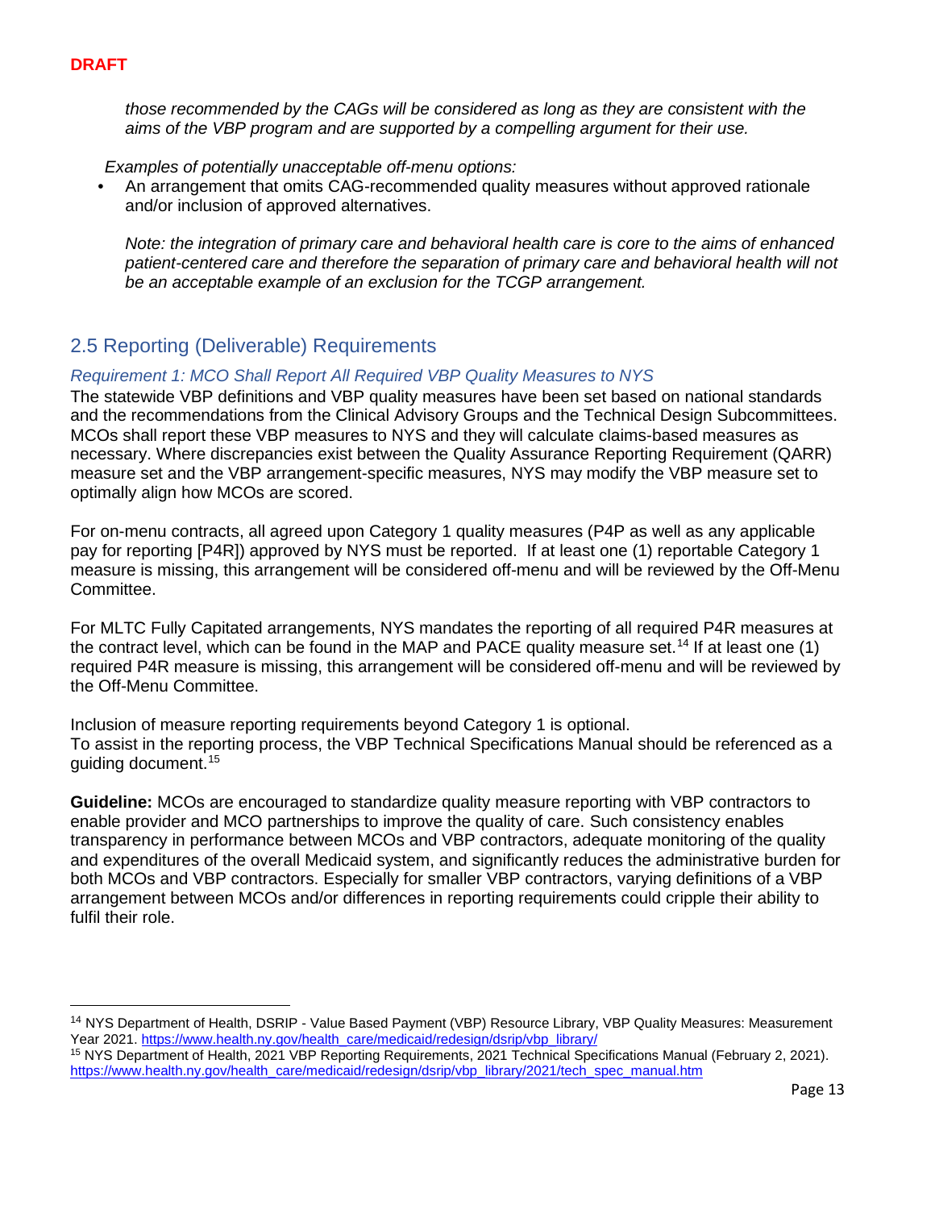*those recommended by the CAGs will be considered as long as they are consistent with the aims of the VBP program and are supported by a compelling argument for their use.*

*Examples of potentially unacceptable off-menu options:*

- An arrangement that omits CAG-recommended quality measures without approved rationale and/or inclusion of approved alternatives.

*Note: the integration of primary care and behavioral health care is core to the aims of enhanced patient-centered care and therefore the separation of primary care and behavioral health will not be an acceptable example of an exclusion for the TCGP arrangement.*

## 2.5 Reporting (Deliverable) Requirements

### *Requirement 1: MCO Shall Report All Required VBP Quality Measures to NYS*

The statewide VBP definitions and VBP quality measures have been set based on national standards and the recommendations from the Clinical Advisory Groups and the Technical Design Subcommittees. MCOs shall report these VBP measures to NYS and they will calculate claims-based measures as necessary. Where discrepancies exist between the Quality Assurance Reporting Requirement (QARR) measure set and the VBP arrangement-specific measures, NYS may modify the VBP measure set to optimally align how MCOs are scored.

For on-menu contracts, all agreed upon Category 1 quality measures (P4P as well as any applicable pay for reporting [P4R]) approved by NYS must be reported. If at least one (1) reportable Category 1 measure is missing, this arrangement will be considered off-menu and will be reviewed by the Off-Menu Committee.

For MLTC Fully Capitated arrangements, NYS mandates the reporting of all required P4R measures at the contract level, which can be found in the MAP and PACE quality measure set.[14] If at least one (1) required P4R measure is missing, this arrangement will be considered off-menu and will be reviewed by the Off-Menu Committee.

Inclusion of measure reporting requirements beyond Category 1 is optional.
To assist in the reporting process, the VBP Technical Specifications Manual should be referenced as a guiding document.[15]

**Guideline:** MCOs are encouraged to standardize quality measure reporting with VBP contractors to enable provider and MCO partnerships to improve the quality of care. Such consistency enables transparency in performance between MCOs and VBP contractors, adequate monitoring of the quality and expenditures of the overall Medicaid system, and significantly reduces the administrative burden for both MCOs and VBP contractors. Especially for smaller VBP contractors, varying definitions of a VBP arrangement between MCOs and/or differences in reporting requirements could cripple their ability to fulfil their role.

---

[14] NYS Department of Health, DSRIP - Value Based Payment (VBP) Resource Library, VBP Quality Measures: Measurement Year 2021. https://www.health.ny.gov/health_care/medicaid/redesign/dsrip/vbp_library/

[15] NYS Department of Health, 2021 VBP Reporting Requirements, 2021 Technical Specifications Manual (February 2, 2021). https://www.health.ny.gov/health_care/medicaid/redesign/dsrip/vbp_library/2021/tech_spec_manual.htm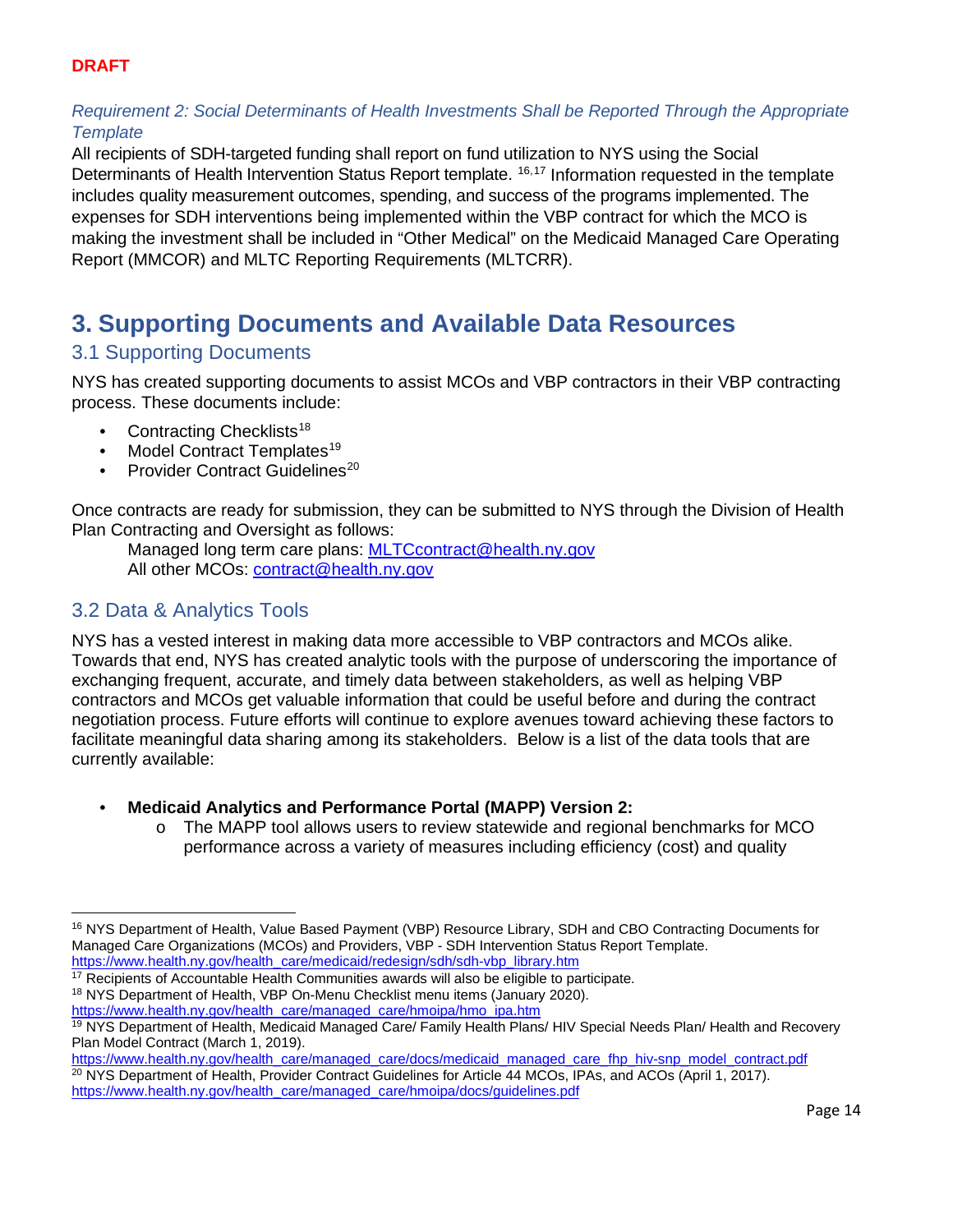**DRAFT**

*Requirement 2: Social Determinants of Health Investments Shall be Reported Through the Appropriate Template*

All recipients of SDH-targeted funding shall report on fund utilization to NYS using the Social Determinants of Health Intervention Status Report template. [16,17] Information requested in the template includes quality measurement outcomes, spending, and success of the programs implemented. The expenses for SDH interventions being implemented within the VBP contract for which the MCO is making the investment shall be included in "Other Medical" on the Medicaid Managed Care Operating Report (MMCOR) and MLTC Reporting Requirements (MLTCRR).

# 3. Supporting Documents and Available Data Resources

## 3.1 Supporting Documents

NYS has created supporting documents to assist MCOs and VBP contractors in their VBP contracting process. These documents include:

- Contracting Checklists[18]
- Model Contract Templates[19]
- Provider Contract Guidelines[20]

Once contracts are ready for submission, they can be submitted to NYS through the Division of Health Plan Contracting and Oversight as follows:

Managed long term care plans: MLTCcontract@health.ny.gov
All other MCOs: contract@health.ny.gov

## 3.2 Data & Analytics Tools

NYS has a vested interest in making data more accessible to VBP contractors and MCOs alike. Towards that end, NYS has created analytic tools with the purpose of underscoring the importance of exchanging frequent, accurate, and timely data between stakeholders, as well as helping VBP contractors and MCOs get valuable information that could be useful before and during the contract negotiation process. Future efforts will continue to explore avenues toward achieving these factors to facilitate meaningful data sharing among its stakeholders. Below is a list of the data tools that are currently available:

- **Medicaid Analytics and Performance Portal (MAPP) Version 2:**
  - The MAPP tool allows users to review statewide and regional benchmarks for MCO performance across a variety of measures including efficiency (cost) and quality

---

[16] NYS Department of Health, Value Based Payment (VBP) Resource Library, SDH and CBO Contracting Documents for Managed Care Organizations (MCOs) and Providers, VBP - SDH Intervention Status Report Template. https://www.health.ny.gov/health_care/medicaid/redesign/sdh/sdh-vbp_library.htm

[17] Recipients of Accountable Health Communities awards will also be eligible to participate.

[18] NYS Department of Health, VBP On-Menu Checklist menu items (January 2020). https://www.health.ny.gov/health_care/managed_care/hmoipa/hmo_ipa.htm

[19] NYS Department of Health, Medicaid Managed Care/ Family Health Plans/ HIV Special Needs Plan/ Health and Recovery Plan Model Contract (March 1, 2019). https://www.health.ny.gov/health_care/managed_care/docs/medicaid_managed_care_fhp_hiv-snp_model_contract.pdf

[20] NYS Department of Health, Provider Contract Guidelines for Article 44 MCOs, IPAs, and ACOs (April 1, 2017). https://www.health.ny.gov/health_care/managed_care/hmoipa/docs/guidelines.pdf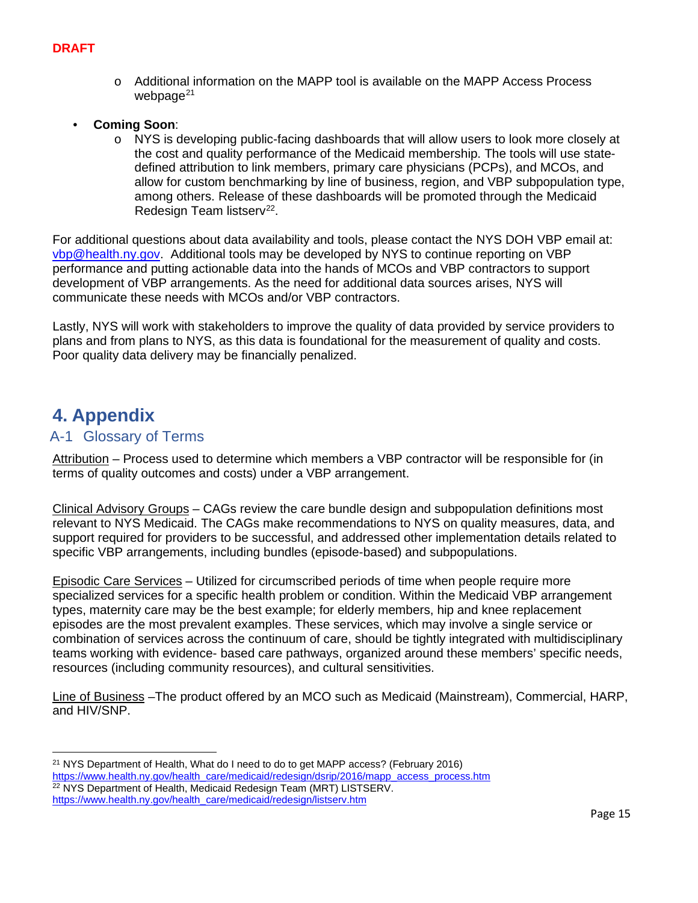DRAFT

- Additional information on the MAPP tool is available on the MAPP Access Process webpage[21]

- **Coming Soon**:
  - NYS is developing public-facing dashboards that will allow users to look more closely at the cost and quality performance of the Medicaid membership. The tools will use state-defined attribution to link members, primary care physicians (PCPs), and MCOs, and allow for custom benchmarking by line of business, region, and VBP subpopulation type, among others. Release of these dashboards will be promoted through the Medicaid Redesign Team listserv[22].

For additional questions about data availability and tools, please contact the NYS DOH VBP email at: vbp@health.ny.gov. Additional tools may be developed by NYS to continue reporting on VBP performance and putting actionable data into the hands of MCOs and VBP contractors to support development of VBP arrangements. As the need for additional data sources arises, NYS will communicate these needs with MCOs and/or VBP contractors.

Lastly, NYS will work with stakeholders to improve the quality of data provided by service providers to plans and from plans to NYS, as this data is foundational for the measurement of quality and costs. Poor quality data delivery may be financially penalized.

# 4. Appendix

## A-1 Glossary of Terms

Attribution – Process used to determine which members a VBP contractor will be responsible for (in terms of quality outcomes and costs) under a VBP arrangement.

Clinical Advisory Groups – CAGs review the care bundle design and subpopulation definitions most relevant to NYS Medicaid. The CAGs make recommendations to NYS on quality measures, data, and support required for providers to be successful, and addressed other implementation details related to specific VBP arrangements, including bundles (episode-based) and subpopulations.

Episodic Care Services – Utilized for circumscribed periods of time when people require more specialized services for a specific health problem or condition. Within the Medicaid VBP arrangement types, maternity care may be the best example; for elderly members, hip and knee replacement episodes are the most prevalent examples. These services, which may involve a single service or combination of services across the continuum of care, should be tightly integrated with multidisciplinary teams working with evidence- based care pathways, organized around these members' specific needs, resources (including community resources), and cultural sensitivities.

Line of Business –The product offered by an MCO such as Medicaid (Mainstream), Commercial, HARP, and HIV/SNP.

---

[21] NYS Department of Health, What do I need to do to get MAPP access? (February 2016) https://www.health.ny.gov/health_care/medicaid/redesign/dsrip/2016/mapp_access_process.htm

[22] NYS Department of Health, Medicaid Redesign Team (MRT) LISTSERV. https://www.health.ny.gov/health_care/medicaid/redesign/listserv.htm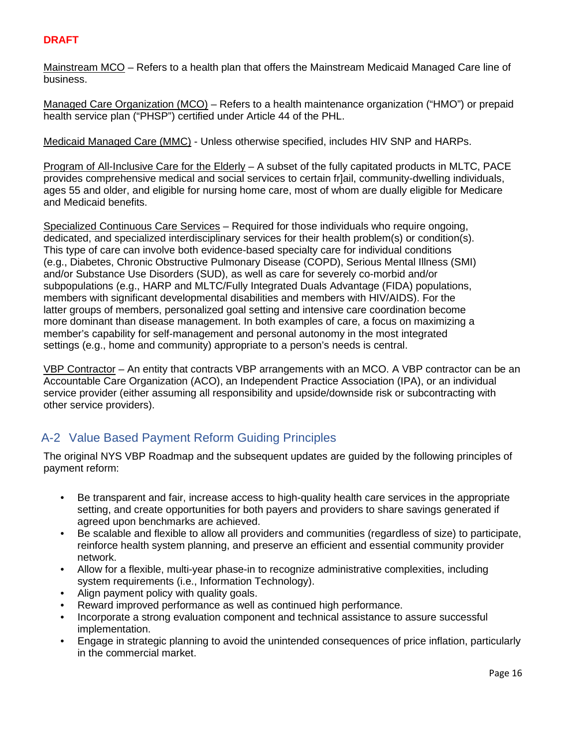**DRAFT**

Mainstream MCO – Refers to a health plan that offers the Mainstream Medicaid Managed Care line of business.

Managed Care Organization (MCO) – Refers to a health maintenance organization ("HMO") or prepaid health service plan ("PHSP") certified under Article 44 of the PHL.

Medicaid Managed Care (MMC) - Unless otherwise specified, includes HIV SNP and HARPs.

Program of All-Inclusive Care for the Elderly – A subset of the fully capitated products in MLTC, PACE provides comprehensive medical and social services to certain fr]ail, community-dwelling individuals, ages 55 and older, and eligible for nursing home care, most of whom are dually eligible for Medicare and Medicaid benefits.

Specialized Continuous Care Services – Required for those individuals who require ongoing, dedicated, and specialized interdisciplinary services for their health problem(s) or condition(s). This type of care can involve both evidence-based specialty care for individual conditions (e.g., Diabetes, Chronic Obstructive Pulmonary Disease (COPD), Serious Mental Illness (SMI) and/or Substance Use Disorders (SUD), as well as care for severely co-morbid and/or subpopulations (e.g., HARP and MLTC/Fully Integrated Duals Advantage (FIDA) populations, members with significant developmental disabilities and members with HIV/AIDS). For the latter groups of members, personalized goal setting and intensive care coordination become more dominant than disease management. In both examples of care, a focus on maximizing a member's capability for self-management and personal autonomy in the most integrated settings (e.g., home and community) appropriate to a person's needs is central.

VBP Contractor – An entity that contracts VBP arrangements with an MCO. A VBP contractor can be an Accountable Care Organization (ACO), an Independent Practice Association (IPA), or an individual service provider (either assuming all responsibility and upside/downside risk or subcontracting with other service providers).

## A-2 Value Based Payment Reform Guiding Principles

The original NYS VBP Roadmap and the subsequent updates are guided by the following principles of payment reform:

- Be transparent and fair, increase access to high-quality health care services in the appropriate setting, and create opportunities for both payers and providers to share savings generated if agreed upon benchmarks are achieved.
- Be scalable and flexible to allow all providers and communities (regardless of size) to participate, reinforce health system planning, and preserve an efficient and essential community provider network.
- Allow for a flexible, multi-year phase-in to recognize administrative complexities, including system requirements (i.e., Information Technology).
- Align payment policy with quality goals.
- Reward improved performance as well as continued high performance.
- Incorporate a strong evaluation component and technical assistance to assure successful implementation.
- Engage in strategic planning to avoid the unintended consequences of price inflation, particularly in the commercial market.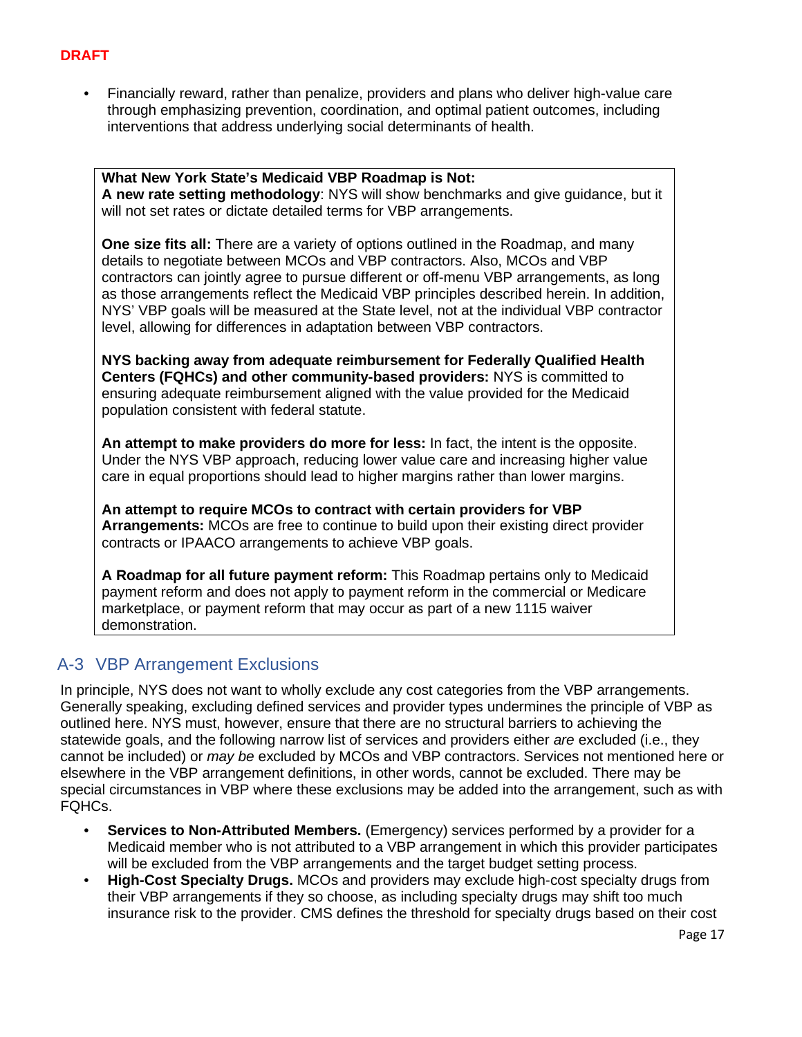DRAFT

- Financially reward, rather than penalize, providers and plans who deliver high-value care through emphasizing prevention, coordination, and optimal patient outcomes, including interventions that address underlying social determinants of health.

**What New York State's Medicaid VBP Roadmap is Not:**
**A new rate setting methodology**: NYS will show benchmarks and give guidance, but it will not set rates or dictate detailed terms for VBP arrangements.

**One size fits all:** There are a variety of options outlined in the Roadmap, and many details to negotiate between MCOs and VBP contractors. Also, MCOs and VBP contractors can jointly agree to pursue different or off-menu VBP arrangements, as long as those arrangements reflect the Medicaid VBP principles described herein. In addition, NYS' VBP goals will be measured at the State level, not at the individual VBP contractor level, allowing for differences in adaptation between VBP contractors.

**NYS backing away from adequate reimbursement for Federally Qualified Health Centers (FQHCs) and other community-based providers:** NYS is committed to ensuring adequate reimbursement aligned with the value provided for the Medicaid population consistent with federal statute.

**An attempt to make providers do more for less:** In fact, the intent is the opposite. Under the NYS VBP approach, reducing lower value care and increasing higher value care in equal proportions should lead to higher margins rather than lower margins.

**An attempt to require MCOs to contract with certain providers for VBP Arrangements:** MCOs are free to continue to build upon their existing direct provider contracts or IPAACO arrangements to achieve VBP goals.

**A Roadmap for all future payment reform:** This Roadmap pertains only to Medicaid payment reform and does not apply to payment reform in the commercial or Medicare marketplace, or payment reform that may occur as part of a new 1115 waiver demonstration.

## A-3 VBP Arrangement Exclusions

In principle, NYS does not want to wholly exclude any cost categories from the VBP arrangements. Generally speaking, excluding defined services and provider types undermines the principle of VBP as outlined here. NYS must, however, ensure that there are no structural barriers to achieving the statewide goals, and the following narrow list of services and providers either *are* excluded (i.e., they cannot be included) or *may be* excluded by MCOs and VBP contractors. Services not mentioned here or elsewhere in the VBP arrangement definitions, in other words, cannot be excluded. There may be special circumstances in VBP where these exclusions may be added into the arrangement, such as with FQHCs.

- **Services to Non-Attributed Members.** (Emergency) services performed by a provider for a Medicaid member who is not attributed to a VBP arrangement in which this provider participates will be excluded from the VBP arrangements and the target budget setting process.
- **High-Cost Specialty Drugs.** MCOs and providers may exclude high-cost specialty drugs from their VBP arrangements if they so choose, as including specialty drugs may shift too much insurance risk to the provider. CMS defines the threshold for specialty drugs based on their cost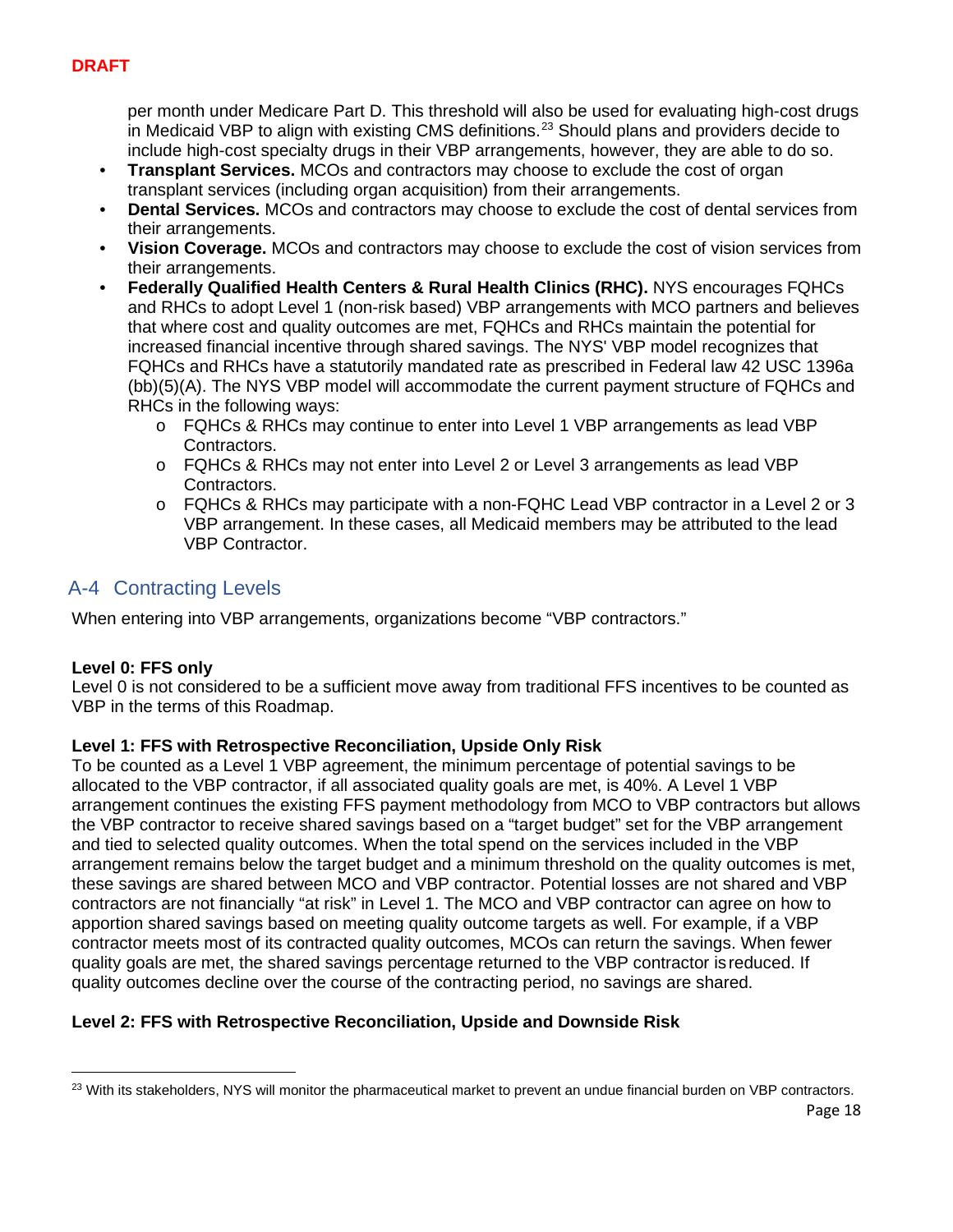**DRAFT**

per month under Medicare Part D. This threshold will also be used for evaluating high-cost drugs in Medicaid VBP to align with existing CMS definitions.[23] Should plans and providers decide to include high-cost specialty drugs in their VBP arrangements, however, they are able to do so.

- **Transplant Services.** MCOs and contractors may choose to exclude the cost of organ transplant services (including organ acquisition) from their arrangements.
- **Dental Services.** MCOs and contractors may choose to exclude the cost of dental services from their arrangements.
- **Vision Coverage.** MCOs and contractors may choose to exclude the cost of vision services from their arrangements.
- **Federally Qualified Health Centers & Rural Health Clinics (RHC).** NYS encourages FQHCs and RHCs to adopt Level 1 (non-risk based) VBP arrangements with MCO partners and believes that where cost and quality outcomes are met, FQHCs and RHCs maintain the potential for increased financial incentive through shared savings. The NYS' VBP model recognizes that FQHCs and RHCs have a statutorily mandated rate as prescribed in Federal law 42 USC 1396a (bb)(5)(A). The NYS VBP model will accommodate the current payment structure of FQHCs and RHCs in the following ways:
  - FQHCs & RHCs may continue to enter into Level 1 VBP arrangements as lead VBP Contractors.
  - FQHCs & RHCs may not enter into Level 2 or Level 3 arrangements as lead VBP Contractors.
  - FQHCs & RHCs may participate with a non-FQHC Lead VBP contractor in a Level 2 or 3 VBP arrangement. In these cases, all Medicaid members may be attributed to the lead VBP Contractor.

## A-4 Contracting Levels

When entering into VBP arrangements, organizations become "VBP contractors."

**Level 0: FFS only**
Level 0 is not considered to be a sufficient move away from traditional FFS incentives to be counted as VBP in the terms of this Roadmap.

**Level 1: FFS with Retrospective Reconciliation, Upside Only Risk**
To be counted as a Level 1 VBP agreement, the minimum percentage of potential savings to be allocated to the VBP contractor, if all associated quality goals are met, is 40%. A Level 1 VBP arrangement continues the existing FFS payment methodology from MCO to VBP contractors but allows the VBP contractor to receive shared savings based on a "target budget" set for the VBP arrangement and tied to selected quality outcomes. When the total spend on the services included in the VBP arrangement remains below the target budget and a minimum threshold on the quality outcomes is met, these savings are shared between MCO and VBP contractor. Potential losses are not shared and VBP contractors are not financially "at risk" in Level 1. The MCO and VBP contractor can agree on how to apportion shared savings based on meeting quality outcome targets as well. For example, if a VBP contractor meets most of its contracted quality outcomes, MCOs can return the savings. When fewer quality goals are met, the shared savings percentage returned to the VBP contractor is reduced. If quality outcomes decline over the course of the contracting period, no savings are shared.

**Level 2: FFS with Retrospective Reconciliation, Upside and Downside Risk**

[23] With its stakeholders, NYS will monitor the pharmaceutical market to prevent an undue financial burden on VBP contractors.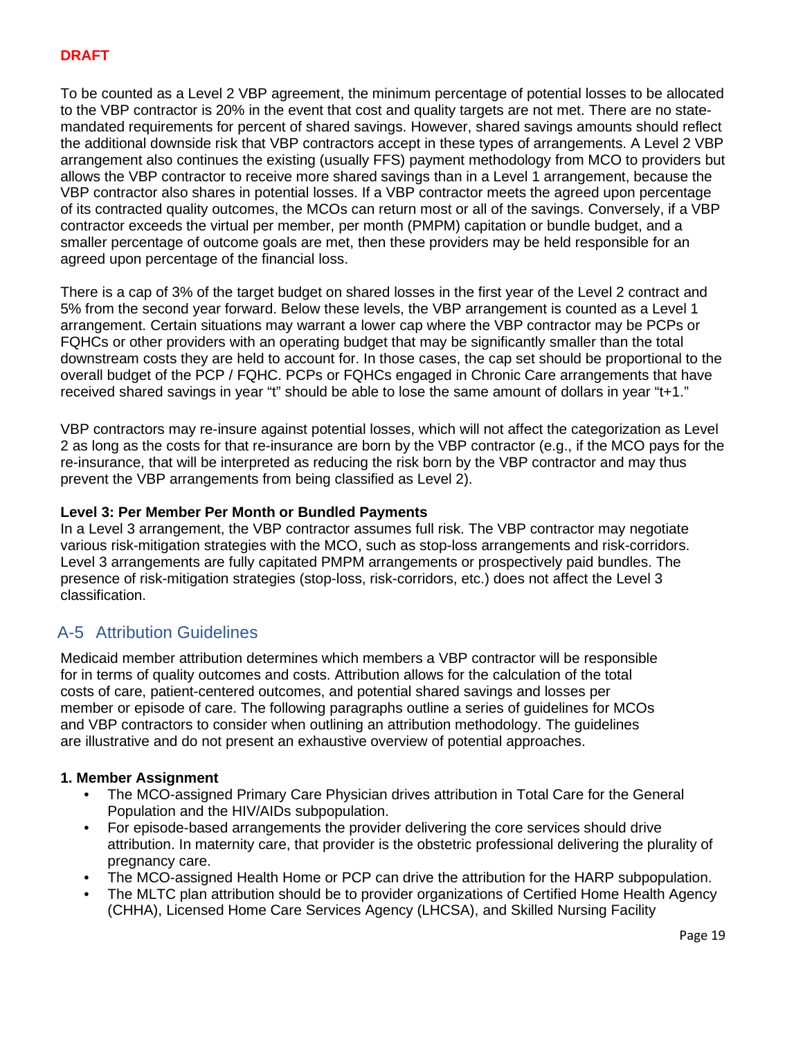DRAFT

To be counted as a Level 2 VBP agreement, the minimum percentage of potential losses to be allocated to the VBP contractor is 20% in the event that cost and quality targets are not met. There are no state-mandated requirements for percent of shared savings. However, shared savings amounts should reflect the additional downside risk that VBP contractors accept in these types of arrangements. A Level 2 VBP arrangement also continues the existing (usually FFS) payment methodology from MCO to providers but allows the VBP contractor to receive more shared savings than in a Level 1 arrangement, because the VBP contractor also shares in potential losses. If a VBP contractor meets the agreed upon percentage of its contracted quality outcomes, the MCOs can return most or all of the savings. Conversely, if a VBP contractor exceeds the virtual per member, per month (PMPM) capitation or bundle budget, and a smaller percentage of outcome goals are met, then these providers may be held responsible for an agreed upon percentage of the financial loss.

There is a cap of 3% of the target budget on shared losses in the first year of the Level 2 contract and 5% from the second year forward. Below these levels, the VBP arrangement is counted as a Level 1 arrangement. Certain situations may warrant a lower cap where the VBP contractor may be PCPs or FQHCs or other providers with an operating budget that may be significantly smaller than the total downstream costs they are held to account for. In those cases, the cap set should be proportional to the overall budget of the PCP / FQHC. PCPs or FQHCs engaged in Chronic Care arrangements that have received shared savings in year "t" should be able to lose the same amount of dollars in year "t+1."

VBP contractors may re-insure against potential losses, which will not affect the categorization as Level 2 as long as the costs for that re-insurance are born by the VBP contractor (e.g., if the MCO pays for the re-insurance, that will be interpreted as reducing the risk born by the VBP contractor and may thus prevent the VBP arrangements from being classified as Level 2).

**Level 3: Per Member Per Month or Bundled Payments**

In a Level 3 arrangement, the VBP contractor assumes full risk. The VBP contractor may negotiate various risk-mitigation strategies with the MCO, such as stop-loss arrangements and risk-corridors. Level 3 arrangements are fully capitated PMPM arrangements or prospectively paid bundles. The presence of risk-mitigation strategies (stop-loss, risk-corridors, etc.) does not affect the Level 3 classification.

## A-5 Attribution Guidelines

Medicaid member attribution determines which members a VBP contractor will be responsible for in terms of quality outcomes and costs. Attribution allows for the calculation of the total costs of care, patient-centered outcomes, and potential shared savings and losses per member or episode of care. The following paragraphs outline a series of guidelines for MCOs and VBP contractors to consider when outlining an attribution methodology. The guidelines are illustrative and do not present an exhaustive overview of potential approaches.

**1. Member Assignment**

- The MCO-assigned Primary Care Physician drives attribution in Total Care for the General Population and the HIV/AIDs subpopulation.
- For episode-based arrangements the provider delivering the core services should drive attribution. In maternity care, that provider is the obstetric professional delivering the plurality of pregnancy care.
- The MCO-assigned Health Home or PCP can drive the attribution for the HARP subpopulation.
- The MLTC plan attribution should be to provider organizations of Certified Home Health Agency (CHHA), Licensed Home Care Services Agency (LHCSA), and Skilled Nursing Facility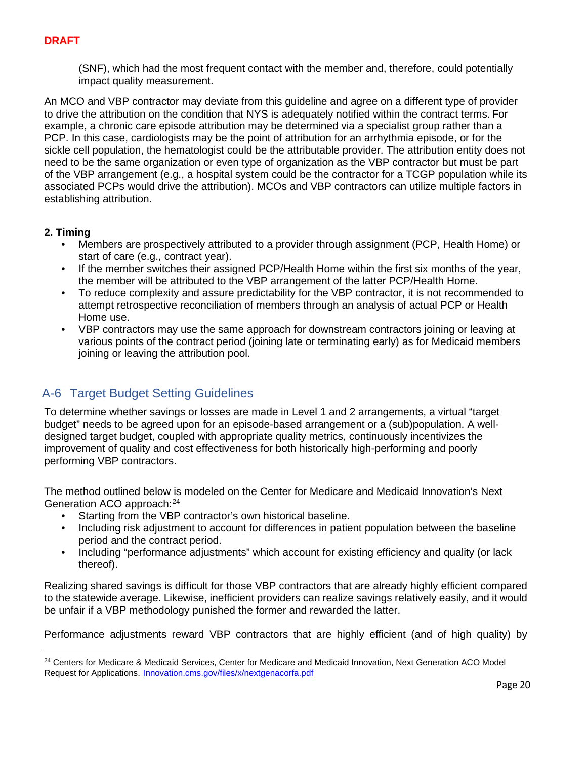(SNF), which had the most frequent contact with the member and, therefore, could potentially impact quality measurement.

An MCO and VBP contractor may deviate from this guideline and agree on a different type of provider to drive the attribution on the condition that NYS is adequately notified within the contract terms. For example, a chronic care episode attribution may be determined via a specialist group rather than a PCP. In this case, cardiologists may be the point of attribution for an arrhythmia episode, or for the sickle cell population, the hematologist could be the attributable provider. The attribution entity does not need to be the same organization or even type of organization as the VBP contractor but must be part of the VBP arrangement (e.g., a hospital system could be the contractor for a TCGP population while its associated PCPs would drive the attribution). MCOs and VBP contractors can utilize multiple factors in establishing attribution.

**2. Timing**

- Members are prospectively attributed to a provider through assignment (PCP, Health Home) or start of care (e.g., contract year).
- If the member switches their assigned PCP/Health Home within the first six months of the year, the member will be attributed to the VBP arrangement of the latter PCP/Health Home.
- To reduce complexity and assure predictability for the VBP contractor, it is not recommended to attempt retrospective reconciliation of members through an analysis of actual PCP or Health Home use.
- VBP contractors may use the same approach for downstream contractors joining or leaving at various points of the contract period (joining late or terminating early) as for Medicaid members joining or leaving the attribution pool.

## A-6 Target Budget Setting Guidelines

To determine whether savings or losses are made in Level 1 and 2 arrangements, a virtual "target budget" needs to be agreed upon for an episode-based arrangement or a (sub)population. A well-designed target budget, coupled with appropriate quality metrics, continuously incentivizes the improvement of quality and cost effectiveness for both historically high-performing and poorly performing VBP contractors.

The method outlined below is modeled on the Center for Medicare and Medicaid Innovation's Next Generation ACO approach:[24]

- Starting from the VBP contractor's own historical baseline.
- Including risk adjustment to account for differences in patient population between the baseline period and the contract period.
- Including "performance adjustments" which account for existing efficiency and quality (or lack thereof).

Realizing shared savings is difficult for those VBP contractors that are already highly efficient compared to the statewide average. Likewise, inefficient providers can realize savings relatively easily, and it would be unfair if a VBP methodology punished the former and rewarded the latter.

Performance adjustments reward VBP contractors that are highly efficient (and of high quality) by

[24] Centers for Medicare & Medicaid Services, Center for Medicare and Medicaid Innovation, Next Generation ACO Model Request for Applications. Innovation.cms.gov/files/x/nextgenacorfa.pdf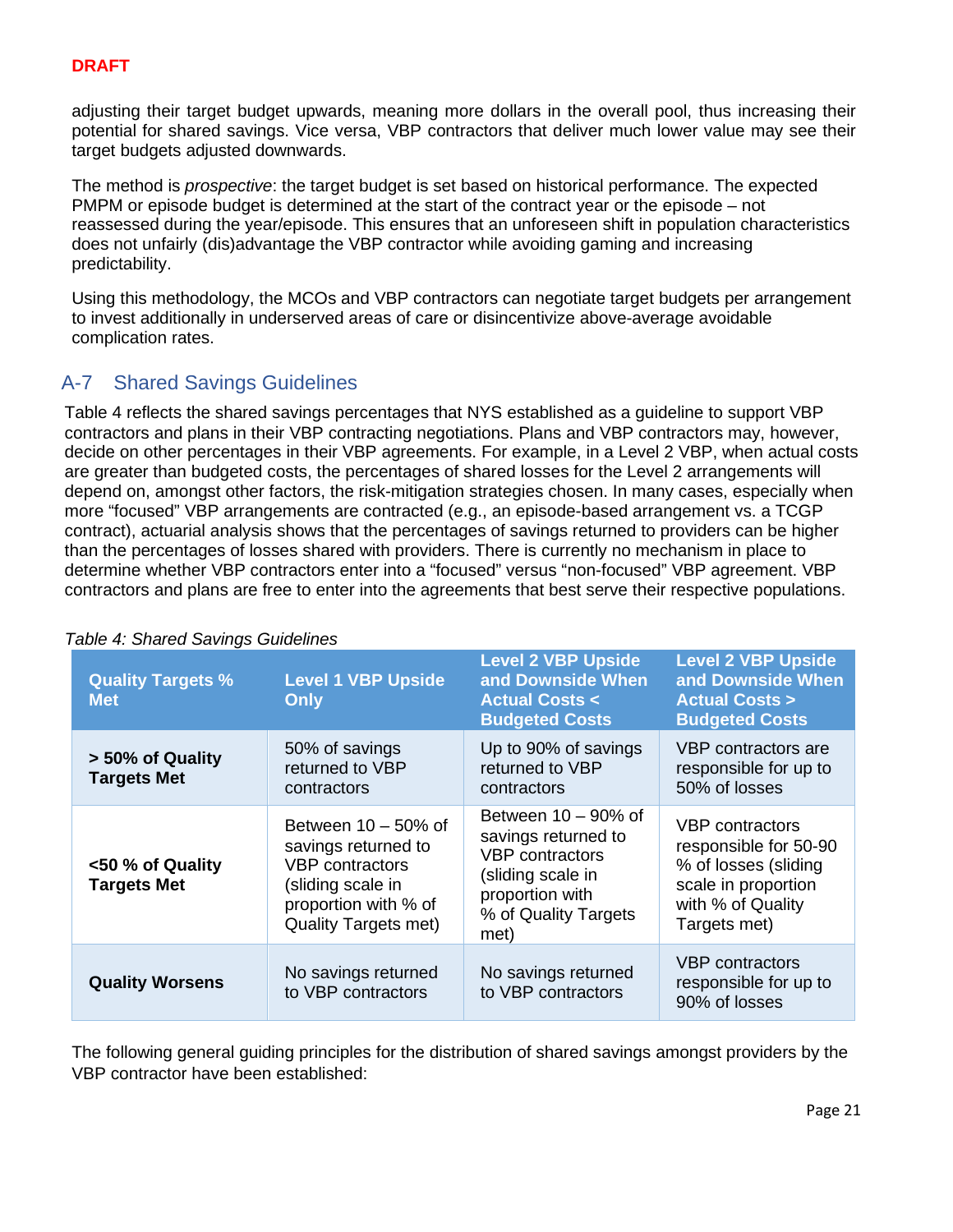**DRAFT**

adjusting their target budget upwards, meaning more dollars in the overall pool, thus increasing their potential for shared savings. Vice versa, VBP contractors that deliver much lower value may see their target budgets adjusted downwards.

The method is *prospective*: the target budget is set based on historical performance. The expected PMPM or episode budget is determined at the start of the contract year or the episode – not reassessed during the year/episode. This ensures that an unforeseen shift in population characteristics does not unfairly (dis)advantage the VBP contractor while avoiding gaming and increasing predictability.

Using this methodology, the MCOs and VBP contractors can negotiate target budgets per arrangement to invest additionally in underserved areas of care or disincentivize above-average avoidable complication rates.

## A-7 Shared Savings Guidelines

Table 4 reflects the shared savings percentages that NYS established as a guideline to support VBP contractors and plans in their VBP contracting negotiations. Plans and VBP contractors may, however, decide on other percentages in their VBP agreements. For example, in a Level 2 VBP, when actual costs are greater than budgeted costs, the percentages of shared losses for the Level 2 arrangements will depend on, amongst other factors, the risk-mitigation strategies chosen. In many cases, especially when more "focused" VBP arrangements are contracted (e.g., an episode-based arrangement vs. a TCGP contract), actuarial analysis shows that the percentages of savings returned to providers can be higher than the percentages of losses shared with providers. There is currently no mechanism in place to determine whether VBP contractors enter into a "focused" versus "non-focused" VBP agreement. VBP contractors and plans are free to enter into the agreements that best serve their respective populations.

*Table 4: Shared Savings Guidelines*

| Quality Targets % Met | Level 1 VBP Upside Only | Level 2 VBP Upside and Downside When Actual Costs < Budgeted Costs | Level 2 VBP Upside and Downside When Actual Costs > Budgeted Costs |
|---|---|---|---|
| **> 50% of Quality Targets Met** | 50% of savings returned to VBP contractors | Up to 90% of savings returned to VBP contractors | VBP contractors are responsible for up to 50% of losses |
| **<50 % of Quality Targets Met** | Between 10 – 50% of savings returned to VBP contractors (sliding scale in proportion with % of Quality Targets met) | Between 10 – 90% of savings returned to VBP contractors (sliding scale in proportion with % of Quality Targets met) | VBP contractors responsible for 50-90 % of losses (sliding scale in proportion with % of Quality Targets met) |
| **Quality Worsens** | No savings returned to VBP contractors | No savings returned to VBP contractors | VBP contractors responsible for up to 90% of losses |

The following general guiding principles for the distribution of shared savings amongst providers by the VBP contractor have been established: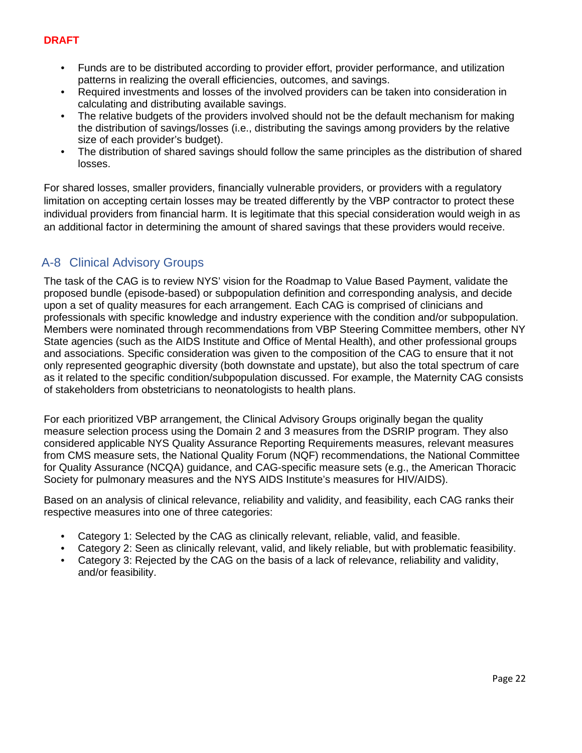**DRAFT**

- Funds are to be distributed according to provider effort, provider performance, and utilization patterns in realizing the overall efficiencies, outcomes, and savings.
- Required investments and losses of the involved providers can be taken into consideration in calculating and distributing available savings.
- The relative budgets of the providers involved should not be the default mechanism for making the distribution of savings/losses (i.e., distributing the savings among providers by the relative size of each provider's budget).
- The distribution of shared savings should follow the same principles as the distribution of shared losses.

For shared losses, smaller providers, financially vulnerable providers, or providers with a regulatory limitation on accepting certain losses may be treated differently by the VBP contractor to protect these individual providers from financial harm. It is legitimate that this special consideration would weigh in as an additional factor in determining the amount of shared savings that these providers would receive.

## A-8 Clinical Advisory Groups

The task of the CAG is to review NYS' vision for the Roadmap to Value Based Payment, validate the proposed bundle (episode-based) or subpopulation definition and corresponding analysis, and decide upon a set of quality measures for each arrangement. Each CAG is comprised of clinicians and professionals with specific knowledge and industry experience with the condition and/or subpopulation. Members were nominated through recommendations from VBP Steering Committee members, other NY State agencies (such as the AIDS Institute and Office of Mental Health), and other professional groups and associations. Specific consideration was given to the composition of the CAG to ensure that it not only represented geographic diversity (both downstate and upstate), but also the total spectrum of care as it related to the specific condition/subpopulation discussed. For example, the Maternity CAG consists of stakeholders from obstetricians to neonatologists to health plans.

For each prioritized VBP arrangement, the Clinical Advisory Groups originally began the quality measure selection process using the Domain 2 and 3 measures from the DSRIP program. They also considered applicable NYS Quality Assurance Reporting Requirements measures, relevant measures from CMS measure sets, the National Quality Forum (NQF) recommendations, the National Committee for Quality Assurance (NCQA) guidance, and CAG-specific measure sets (e.g., the American Thoracic Society for pulmonary measures and the NYS AIDS Institute's measures for HIV/AIDS).

Based on an analysis of clinical relevance, reliability and validity, and feasibility, each CAG ranks their respective measures into one of three categories:

- Category 1: Selected by the CAG as clinically relevant, reliable, valid, and feasible.
- Category 2: Seen as clinically relevant, valid, and likely reliable, but with problematic feasibility.
- Category 3: Rejected by the CAG on the basis of a lack of relevance, reliability and validity, and/or feasibility.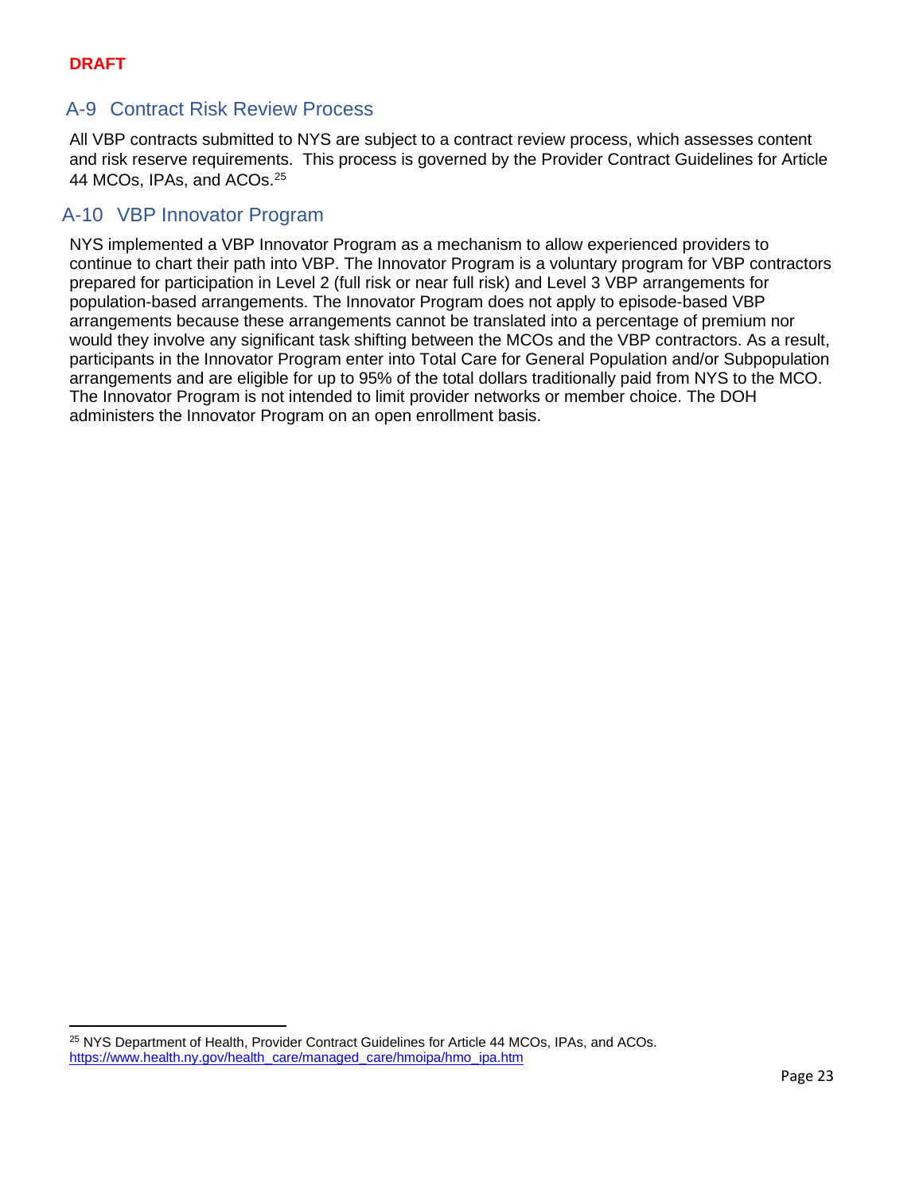**DRAFT**

## A-9 Contract Risk Review Process

All VBP contracts submitted to NYS are subject to a contract review process, which assesses content and risk reserve requirements. This process is governed by the Provider Contract Guidelines for Article 44 MCOs, IPAs, and ACOs.[25]

## A-10 VBP Innovator Program

NYS implemented a VBP Innovator Program as a mechanism to allow experienced providers to continue to chart their path into VBP. The Innovator Program is a voluntary program for VBP contractors prepared for participation in Level 2 (full risk or near full risk) and Level 3 VBP arrangements for population-based arrangements. The Innovator Program does not apply to episode-based VBP arrangements because these arrangements cannot be translated into a percentage of premium nor would they involve any significant task shifting between the MCOs and the VBP contractors. As a result, participants in the Innovator Program enter into Total Care for General Population and/or Subpopulation arrangements and are eligible for up to 95% of the total dollars traditionally paid from NYS to the MCO. The Innovator Program is not intended to limit provider networks or member choice. The DOH administers the Innovator Program on an open enrollment basis.

---

[25] NYS Department of Health, Provider Contract Guidelines for Article 44 MCOs, IPAs, and ACOs. https://www.health.ny.gov/health_care/managed_care/hmoipa/hmo_ipa.htm